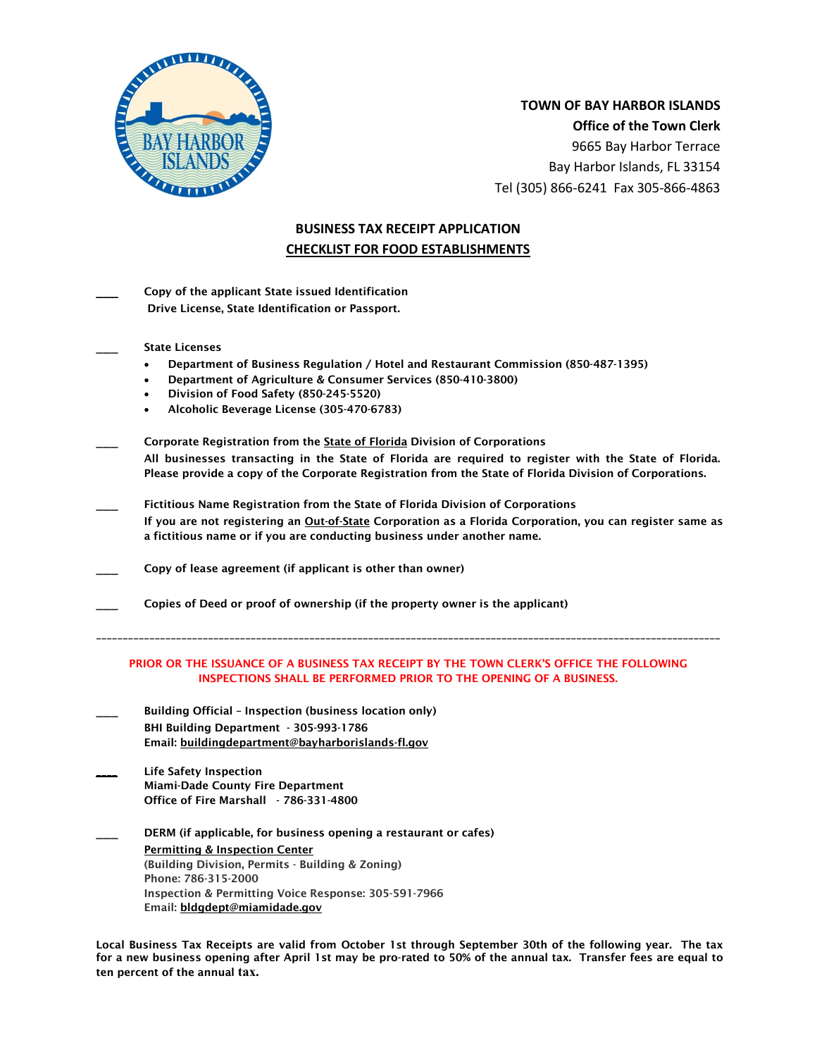**TOWN OF BAY HARBOR ISLANDS**
**Office of the Town Clerk**
9665 Bay Harbor Terrace
Bay Harbor Islands, FL 33154
Tel (305) 866-6241 Fax 305-866-4863

## BUSINESS TAX RECEIPT APPLICATION

## CHECKLIST FOR FOOD ESTABLISHMENTS

\_\_\_\_ **Copy of the applicant State issued Identification Drive License, State Identification or Passport.**

\_\_\_\_ **State Licenses**

- **Department of Business Regulation / Hotel and Restaurant Commission (850-487-1395)**
- **Department of Agriculture & Consumer Services (850-410-3800)**
- **Division of Food Safety (850-245-5520)**
- **Alcoholic Beverage License (305-470-6783)**

\_\_\_\_ **Corporate Registration from the State of Florida Division of Corporations**
**All businesses transacting in the State of Florida are required to register with the State of Florida. Please provide a copy of the Corporate Registration from the State of Florida Division of Corporations.**

\_\_\_\_ **Fictitious Name Registration from the State of Florida Division of Corporations**
**If you are not registering an Out-of-State Corporation as a Florida Corporation, you can register same as a fictitious name or if you are conducting business under another name.**

\_\_\_\_ **Copy of lease agreement (if applicant is other than owner)**

\_\_\_\_ **Copies of Deed or proof of ownership (if the property owner is the applicant)**

---

**PRIOR OR THE ISSUANCE OF A BUSINESS TAX RECEIPT BY THE TOWN CLERK'S OFFICE THE FOLLOWING INSPECTIONS SHALL BE PERFORMED PRIOR TO THE OPENING OF A BUSINESS.**

\_\_\_\_ **Building Official – Inspection (business location only)**
**BHI Building Department - 305-993-1786**
**Email: buildingdepartment@bayharborislands-fl.gov**

\_\_\_\_ **Life Safety Inspection**
**Miami-Dade County Fire Department**
**Office of Fire Marshall - 786-331-4800**

\_\_\_\_ **DERM (if applicable, for business opening a restaurant or cafes)**
**Permitting & Inspection Center**
(Building Division, Permits - Building & Zoning)
Phone: 786-315-2000
Inspection & Permitting Voice Response: 305-591-7966
Email: bldgdept@miamidade.gov

**Local Business Tax Receipts are valid from October 1st through September 30th of the following year. The tax for a new business opening after April 1st may be pro-rated to 50% of the annual tax. Transfer fees are equal to ten percent of the annual tax.**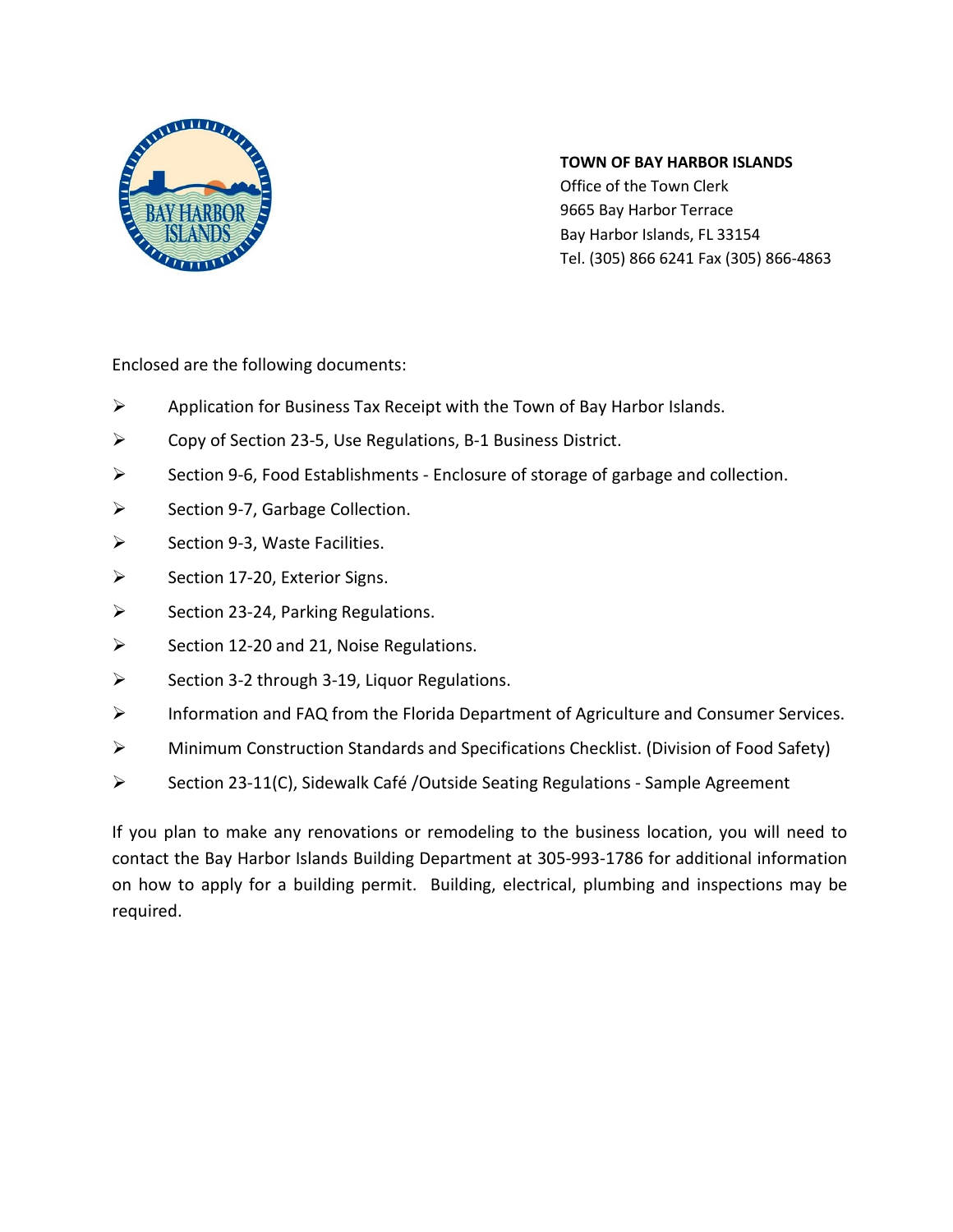**TOWN OF BAY HARBOR ISLANDS**
Office of the Town Clerk
9665 Bay Harbor Terrace
Bay Harbor Islands, FL 33154
Tel. (305) 866 6241 Fax (305) 866-4863

Enclosed are the following documents:

- Application for Business Tax Receipt with the Town of Bay Harbor Islands.
- Copy of Section 23-5, Use Regulations, B-1 Business District.
- Section 9-6, Food Establishments - Enclosure of storage of garbage and collection.
- Section 9-7, Garbage Collection.
- Section 9-3, Waste Facilities.
- Section 17-20, Exterior Signs.
- Section 23-24, Parking Regulations.
- Section 12-20 and 21, Noise Regulations.
- Section 3-2 through 3-19, Liquor Regulations.
- Information and FAQ from the Florida Department of Agriculture and Consumer Services.
- Minimum Construction Standards and Specifications Checklist. (Division of Food Safety)
- Section 23-11(C), Sidewalk Café /Outside Seating Regulations - Sample Agreement

If you plan to make any renovations or remodeling to the business location, you will need to contact the Bay Harbor Islands Building Department at 305-993-1786 for additional information on how to apply for a building permit. Building, electrical, plumbing and inspections may be required.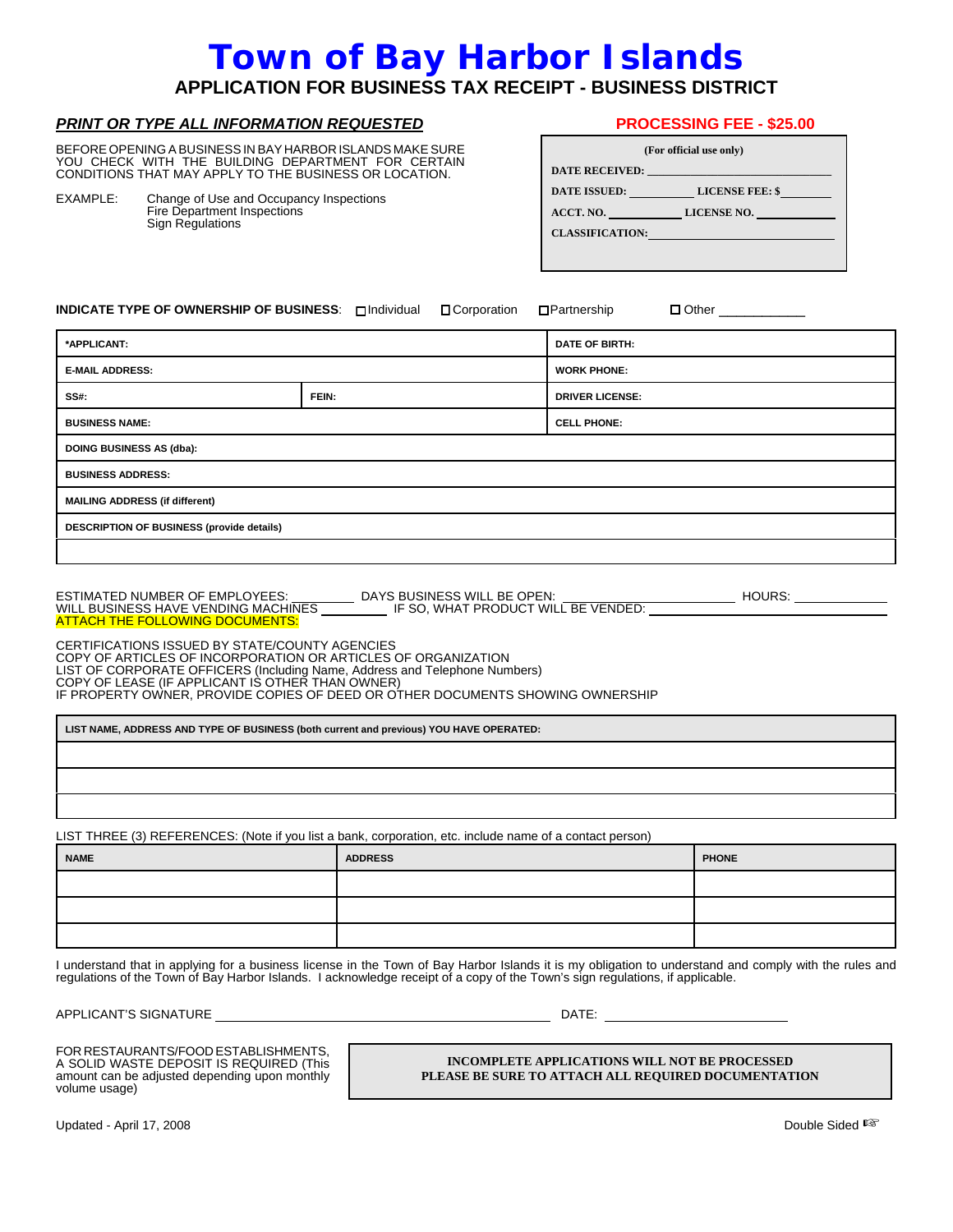# Town of Bay Harbor Islands

## APPLICATION FOR BUSINESS TAX RECEIPT - BUSINESS DISTRICT

***PRINT OR TYPE ALL INFORMATION REQUESTED***

**PROCESSING FEE - $25.00**

| (For official use only) | |
|---|---|
| **DATE RECEIVED:** | |
| **DATE ISSUED:** | **LICENSE FEE: $** |
| **ACCT. NO.** | **LICENSE NO.** |
| **CLASSIFICATION:** | |

BEFORE OPENING A BUSINESS IN BAY HARBOR ISLANDS MAKE SURE YOU CHECK WITH THE BUILDING DEPARTMENT FOR CERTAIN CONDITIONS THAT MAY APPLY TO THE BUSINESS OR LOCATION.

EXAMPLE: Change of Use and Occupancy Inspections
Fire Department Inspections
Sign Regulations

**INDICATE TYPE OF OWNERSHIP OF BUSINESS**: ☐ Individual ☐ Corporation ☐ Partnership ☐ Other ____________

| **\*APPLICANT:** | | **DATE OF BIRTH:** |
|---|---|---|
| **E-MAIL ADDRESS:** | | **WORK PHONE:** |
| **SS#:** | **FEIN:** | **DRIVER LICENSE:** |
| **BUSINESS NAME:** | | **CELL PHONE:** |
| **DOING BUSINESS AS (dba):** | | |
| **BUSINESS ADDRESS:** | | |
| **MAILING ADDRESS (if different)** | | |
| **DESCRIPTION OF BUSINESS (provide details)** | | |
| | | |

ESTIMATED NUMBER OF EMPLOYEES: ________ DAYS BUSINESS WILL BE OPEN: ____________________ HOURS: ____________
WILL BUSINESS HAVE VENDING MACHINES ________ IF SO, WHAT PRODUCT WILL BE VENDED: ____________________

ATTACH THE FOLLOWING DOCUMENTS:

CERTIFICATIONS ISSUED BY STATE/COUNTY AGENCIES
COPY OF ARTICLES OF INCORPORATION OR ARTICLES OF ORGANIZATION
LIST OF CORPORATE OFFICERS (Including Name, Address and Telephone Numbers)
COPY OF LEASE (IF APPLICANT IS OTHER THAN OWNER)
IF PROPERTY OWNER, PROVIDE COPIES OF DEED OR OTHER DOCUMENTS SHOWING OWNERSHIP

| **LIST NAME, ADDRESS AND TYPE OF BUSINESS (both current and previous) YOU HAVE OPERATED:** |
|---|
| |
| |
| |

LIST THREE (3) REFERENCES: (Note if you list a bank, corporation, etc. include name of a contact person)

| **NAME** | **ADDRESS** | **PHONE** |
|---|---|---|
| | | |
| | | |
| | | |

I understand that in applying for a business license in the Town of Bay Harbor Islands it is my obligation to understand and comply with the rules and regulations of the Town of Bay Harbor Islands. I acknowledge receipt of a copy of the Town's sign regulations, if applicable.

APPLICANT'S SIGNATURE ______________________________ DATE: ____________________

FOR RESTAURANTS/FOOD ESTABLISHMENTS, A SOLID WASTE DEPOSIT IS REQUIRED (This amount can be adjusted depending upon monthly volume usage)

**INCOMPLETE APPLICATIONS WILL NOT BE PROCESSED**
**PLEASE BE SURE TO ATTACH ALL REQUIRED DOCUMENTATION**

Updated - April 17, 2008

Double Sided ☞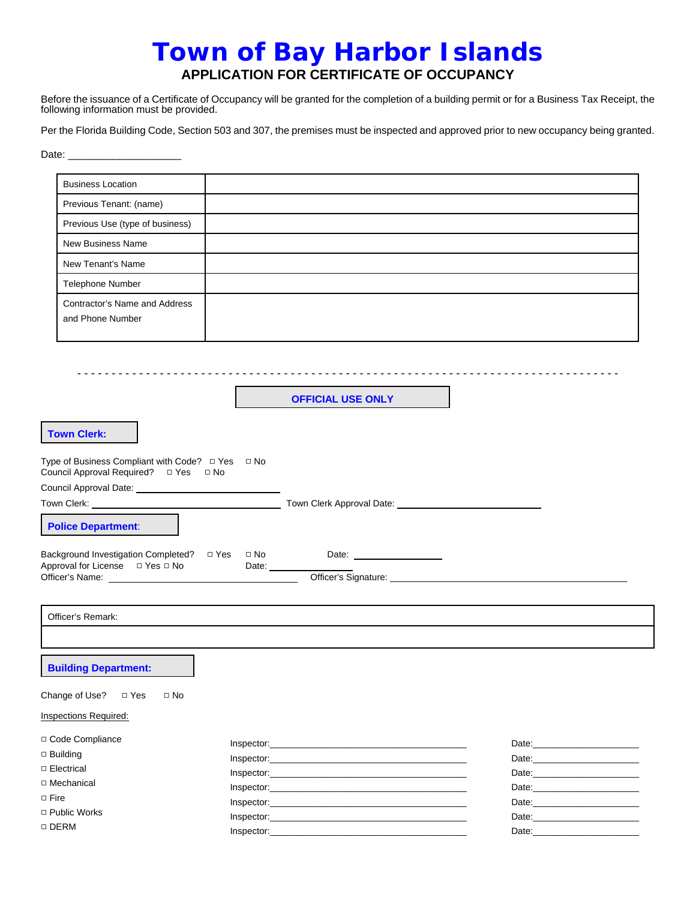# Town of Bay Harbor Islands

## APPLICATION FOR CERTIFICATE OF OCCUPANCY

Before the issuance of a Certificate of Occupancy will be granted for the completion of a building permit or for a Business Tax Receipt, the following information must be provided.

Per the Florida Building Code, Section 503 and 307, the premises must be inspected and approved prior to new occupancy being granted.

Date: ___________________

| | |
|---|---|
| Business Location | |
| Previous Tenant: (name) | |
| Previous Use (type of business) | |
| New Business Name | |
| New Tenant's Name | |
| Telephone Number | |
| Contractor's Name and Address and Phone Number | |

- - - - - - - - - - - - - - - - - - - - - - - - - - - - - - - - - - - - - - - - - - - - - - - - - - - - - - - -

**OFFICIAL USE ONLY**

**Town Clerk:**

Type of Business Compliant with Code? ☐ Yes ☐ No
Council Approval Required? ☐ Yes ☐ No

Council Approval Date: ______________________________

Town Clerk: ______________________________ Town Clerk Approval Date: ______________________________

**Police Department:**

Background Investigation Completed? ☐ Yes ☐ No Date: ______________
Approval for License ☐ Yes ☐ No Date: ______________
Officer's Name: ______________________________ Officer's Signature: ______________________________

| Officer's Remark: |
|---|
| |

**Building Department:**

Change of Use? ☐ Yes ☐ No

Inspections Required:

| | | |
|---|---|---|
| ☐ Code Compliance | Inspector: ______________________________ | Date: ______________ |
| ☐ Building | Inspector: ______________________________ | Date: ______________ |
| ☐ Electrical | Inspector: ______________________________ | Date: ______________ |
| ☐ Mechanical | Inspector: ______________________________ | Date: ______________ |
| ☐ Fire | Inspector: ______________________________ | Date: ______________ |
| ☐ Public Works | Inspector: ______________________________ | Date: ______________ |
| ☐ DERM | Inspector: ______________________________ | Date: ______________ |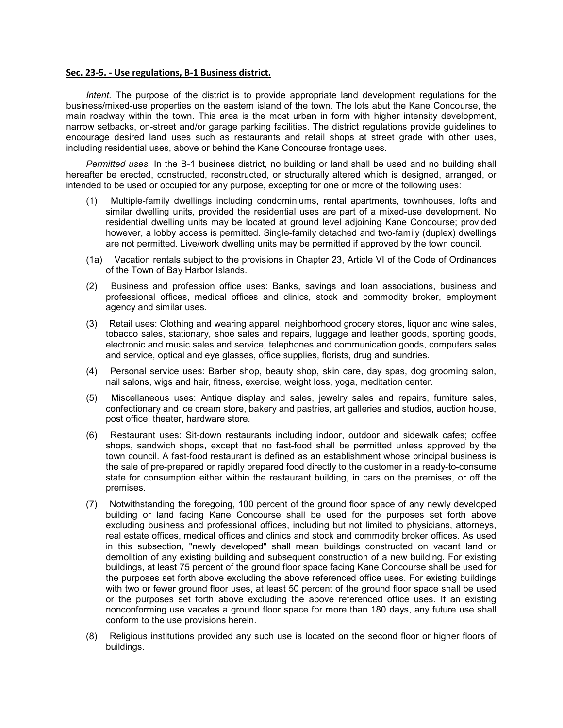**Sec. 23-5. - Use regulations, B-1 Business district.**

*Intent.* The purpose of the district is to provide appropriate land development regulations for the business/mixed-use properties on the eastern island of the town. The lots abut the Kane Concourse, the main roadway within the town. This area is the most urban in form with higher intensity development, narrow setbacks, on-street and/or garage parking facilities. The district regulations provide guidelines to encourage desired land uses such as restaurants and retail shops at street grade with other uses, including residential uses, above or behind the Kane Concourse frontage uses.

*Permitted uses.* In the B-1 business district, no building or land shall be used and no building shall hereafter be erected, constructed, reconstructed, or structurally altered which is designed, arranged, or intended to be used or occupied for any purpose, excepting for one or more of the following uses:

(1) Multiple-family dwellings including condominiums, rental apartments, townhouses, lofts and similar dwelling units, provided the residential uses are part of a mixed-use development. No residential dwelling units may be located at ground level adjoining Kane Concourse; provided however, a lobby access is permitted. Single-family detached and two-family (duplex) dwellings are not permitted. Live/work dwelling units may be permitted if approved by the town council.

(1a) Vacation rentals subject to the provisions in Chapter 23, Article VI of the Code of Ordinances of the Town of Bay Harbor Islands.

(2) Business and profession office uses: Banks, savings and loan associations, business and professional offices, medical offices and clinics, stock and commodity broker, employment agency and similar uses.

(3) Retail uses: Clothing and wearing apparel, neighborhood grocery stores, liquor and wine sales, tobacco sales, stationary, shoe sales and repairs, luggage and leather goods, sporting goods, electronic and music sales and service, telephones and communication goods, computers sales and service, optical and eye glasses, office supplies, florists, drug and sundries.

(4) Personal service uses: Barber shop, beauty shop, skin care, day spas, dog grooming salon, nail salons, wigs and hair, fitness, exercise, weight loss, yoga, meditation center.

(5) Miscellaneous uses: Antique display and sales, jewelry sales and repairs, furniture sales, confectionary and ice cream store, bakery and pastries, art galleries and studios, auction house, post office, theater, hardware store.

(6) Restaurant uses: Sit-down restaurants including indoor, outdoor and sidewalk cafes; coffee shops, sandwich shops, except that no fast-food shall be permitted unless approved by the town council. A fast-food restaurant is defined as an establishment whose principal business is the sale of pre-prepared or rapidly prepared food directly to the customer in a ready-to-consume state for consumption either within the restaurant building, in cars on the premises, or off the premises.

(7) Notwithstanding the foregoing, 100 percent of the ground floor space of any newly developed building or land facing Kane Concourse shall be used for the purposes set forth above excluding business and professional offices, including but not limited to physicians, attorneys, real estate offices, medical offices and clinics and stock and commodity broker offices. As used in this subsection, "newly developed" shall mean buildings constructed on vacant land or demolition of any existing building and subsequent construction of a new building. For existing buildings, at least 75 percent of the ground floor space facing Kane Concourse shall be used for the purposes set forth above excluding the above referenced office uses. For existing buildings with two or fewer ground floor uses, at least 50 percent of the ground floor space shall be used or the purposes set forth above excluding the above referenced office uses. If an existing nonconforming use vacates a ground floor space for more than 180 days, any future use shall conform to the use provisions herein.

(8) Religious institutions provided any such use is located on the second floor or higher floors of buildings.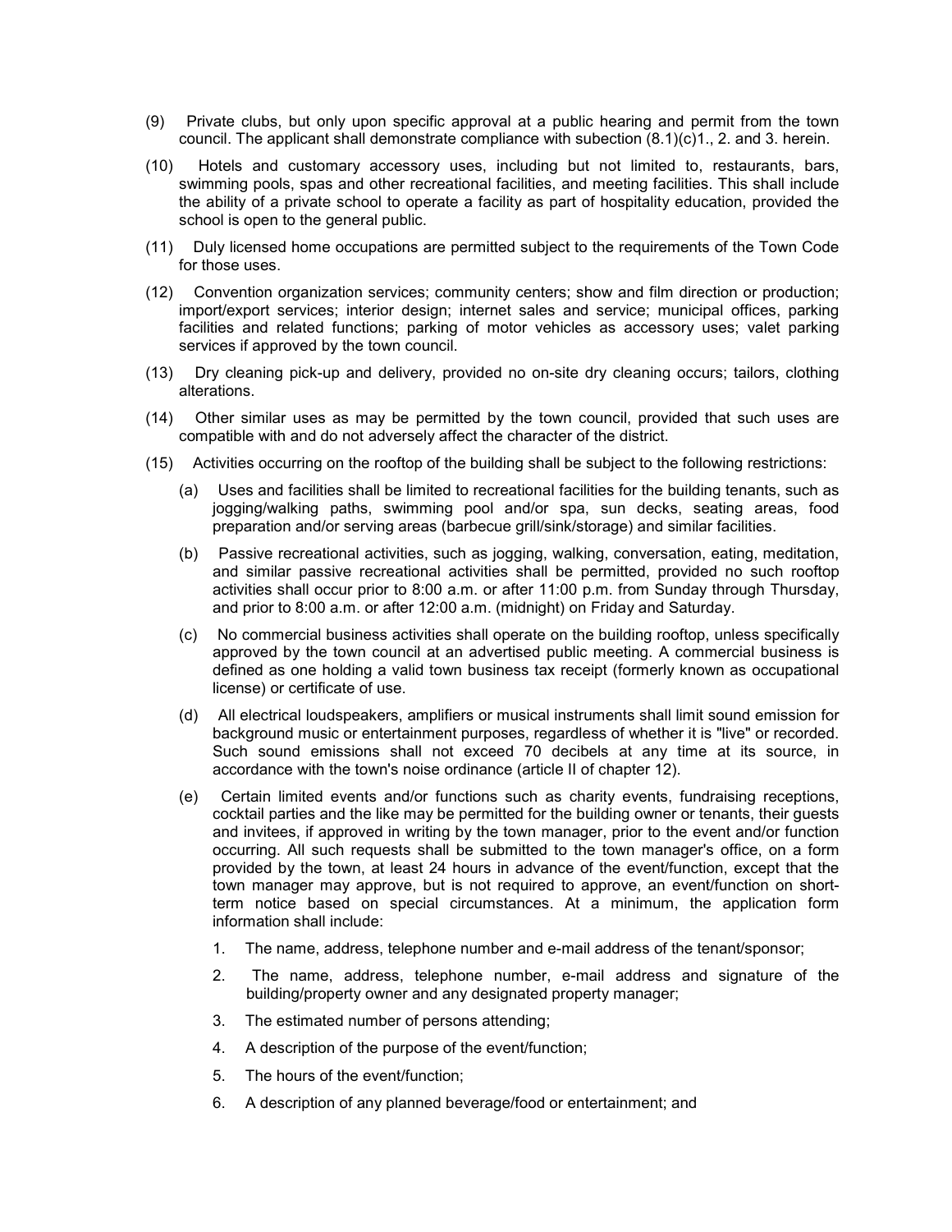(9) Private clubs, but only upon specific approval at a public hearing and permit from the town council. The applicant shall demonstrate compliance with subection (8.1)(c)1., 2. and 3. herein.

(10) Hotels and customary accessory uses, including but not limited to, restaurants, bars, swimming pools, spas and other recreational facilities, and meeting facilities. This shall include the ability of a private school to operate a facility as part of hospitality education, provided the school is open to the general public.

(11) Duly licensed home occupations are permitted subject to the requirements of the Town Code for those uses.

(12) Convention organization services; community centers; show and film direction or production; import/export services; interior design; internet sales and service; municipal offices, parking facilities and related functions; parking of motor vehicles as accessory uses; valet parking services if approved by the town council.

(13) Dry cleaning pick-up and delivery, provided no on-site dry cleaning occurs; tailors, clothing alterations.

(14) Other similar uses as may be permitted by the town council, provided that such uses are compatible with and do not adversely affect the character of the district.

(15) Activities occurring on the rooftop of the building shall be subject to the following restrictions:

(a) Uses and facilities shall be limited to recreational facilities for the building tenants, such as jogging/walking paths, swimming pool and/or spa, sun decks, seating areas, food preparation and/or serving areas (barbecue grill/sink/storage) and similar facilities.

(b) Passive recreational activities, such as jogging, walking, conversation, eating, meditation, and similar passive recreational activities shall be permitted, provided no such rooftop activities shall occur prior to 8:00 a.m. or after 11:00 p.m. from Sunday through Thursday, and prior to 8:00 a.m. or after 12:00 a.m. (midnight) on Friday and Saturday.

(c) No commercial business activities shall operate on the building rooftop, unless specifically approved by the town council at an advertised public meeting. A commercial business is defined as one holding a valid town business tax receipt (formerly known as occupational license) or certificate of use.

(d) All electrical loudspeakers, amplifiers or musical instruments shall limit sound emission for background music or entertainment purposes, regardless of whether it is "live" or recorded. Such sound emissions shall not exceed 70 decibels at any time at its source, in accordance with the town's noise ordinance (article II of chapter 12).

(e) Certain limited events and/or functions such as charity events, fundraising receptions, cocktail parties and the like may be permitted for the building owner or tenants, their guests and invitees, if approved in writing by the town manager, prior to the event and/or function occurring. All such requests shall be submitted to the town manager's office, on a form provided by the town, at least 24 hours in advance of the event/function, except that the town manager may approve, but is not required to approve, an event/function on short-term notice based on special circumstances. At a minimum, the application form information shall include:

1. The name, address, telephone number and e-mail address of the tenant/sponsor;
2. The name, address, telephone number, e-mail address and signature of the building/property owner and any designated property manager;
3. The estimated number of persons attending;
4. A description of the purpose of the event/function;
5. The hours of the event/function;
6. A description of any planned beverage/food or entertainment; and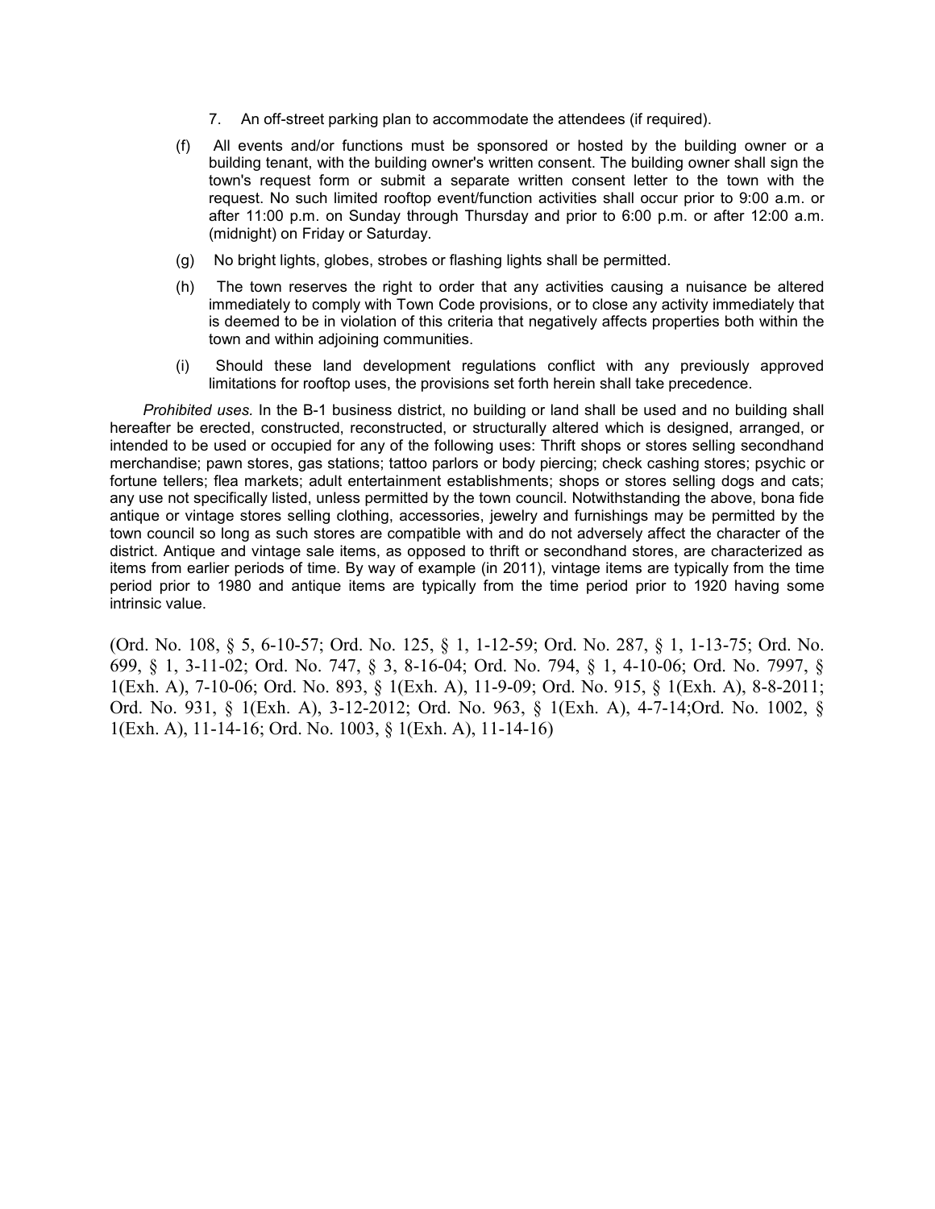7. An off-street parking plan to accommodate the attendees (if required).

(f) All events and/or functions must be sponsored or hosted by the building owner or a building tenant, with the building owner's written consent. The building owner shall sign the town's request form or submit a separate written consent letter to the town with the request. No such limited rooftop event/function activities shall occur prior to 9:00 a.m. or after 11:00 p.m. on Sunday through Thursday and prior to 6:00 p.m. or after 12:00 a.m. (midnight) on Friday or Saturday.

(g) No bright lights, globes, strobes or flashing lights shall be permitted.

(h) The town reserves the right to order that any activities causing a nuisance be altered immediately to comply with Town Code provisions, or to close any activity immediately that is deemed to be in violation of this criteria that negatively affects properties both within the town and within adjoining communities.

(i) Should these land development regulations conflict with any previously approved limitations for rooftop uses, the provisions set forth herein shall take precedence.

*Prohibited uses.* In the B-1 business district, no building or land shall be used and no building shall hereafter be erected, constructed, reconstructed, or structurally altered which is designed, arranged, or intended to be used or occupied for any of the following uses: Thrift shops or stores selling secondhand merchandise; pawn stores, gas stations; tattoo parlors or body piercing; check cashing stores; psychic or fortune tellers; flea markets; adult entertainment establishments; shops or stores selling dogs and cats; any use not specifically listed, unless permitted by the town council. Notwithstanding the above, bona fide antique or vintage stores selling clothing, accessories, jewelry and furnishings may be permitted by the town council so long as such stores are compatible with and do not adversely affect the character of the district. Antique and vintage sale items, as opposed to thrift or secondhand stores, are characterized as items from earlier periods of time. By way of example (in 2011), vintage items are typically from the time period prior to 1980 and antique items are typically from the time period prior to 1920 having some intrinsic value.

(Ord. No. 108, § 5, 6-10-57; Ord. No. 125, § 1, 1-12-59; Ord. No. 287, § 1, 1-13-75; Ord. No. 699, § 1, 3-11-02; Ord. No. 747, § 3, 8-16-04; Ord. No. 794, § 1, 4-10-06; Ord. No. 7997, § 1(Exh. A), 7-10-06; Ord. No. 893, § 1(Exh. A), 11-9-09; Ord. No. 915, § 1(Exh. A), 8-8-2011; Ord. No. 931, § 1(Exh. A), 3-12-2012; Ord. No. 963, § 1(Exh. A), 4-7-14;Ord. No. 1002, § 1(Exh. A), 11-14-16; Ord. No. 1003, § 1(Exh. A), 11-14-16)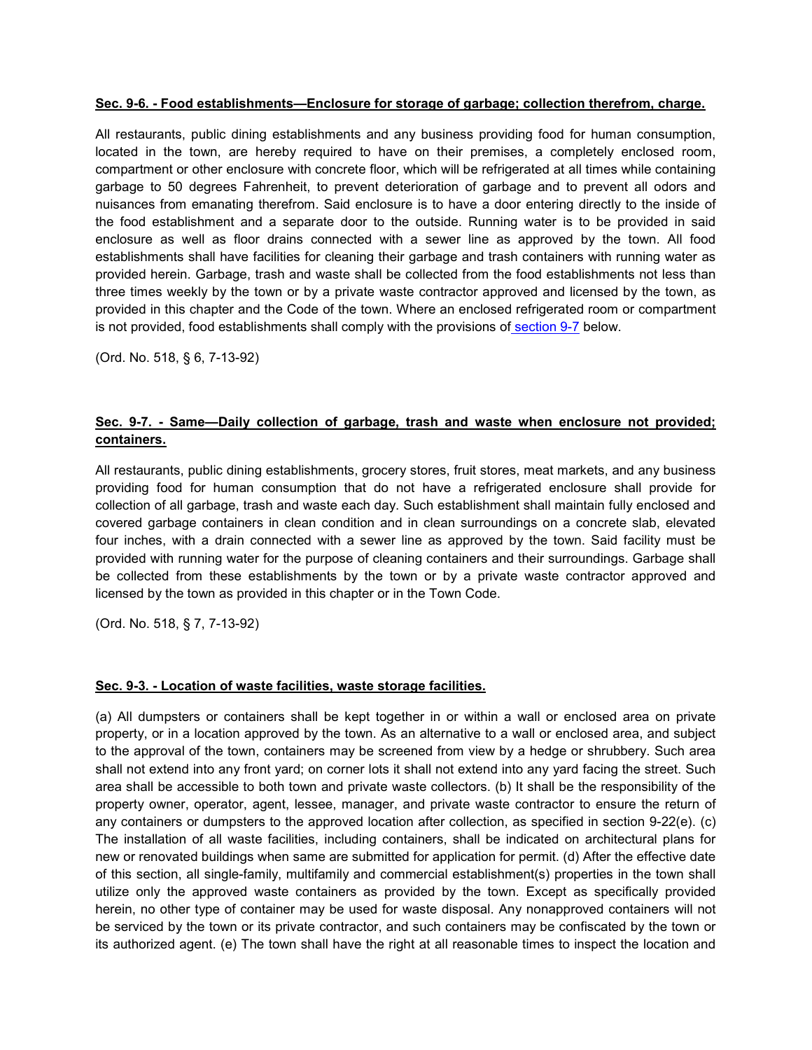**Sec. 9-6. - Food establishments—Enclosure for storage of garbage; collection therefrom, charge.**

All restaurants, public dining establishments and any business providing food for human consumption, located in the town, are hereby required to have on their premises, a completely enclosed room, compartment or other enclosure with concrete floor, which will be refrigerated at all times while containing garbage to 50 degrees Fahrenheit, to prevent deterioration of garbage and to prevent all odors and nuisances from emanating therefrom. Said enclosure is to have a door entering directly to the inside of the food establishment and a separate door to the outside. Running water is to be provided in said enclosure as well as floor drains connected with a sewer line as approved by the town. All food establishments shall have facilities for cleaning their garbage and trash containers with running water as provided herein. Garbage, trash and waste shall be collected from the food establishments not less than three times weekly by the town or by a private waste contractor approved and licensed by the town, as provided in this chapter and the Code of the town. Where an enclosed refrigerated room or compartment is not provided, food establishments shall comply with the provisions of section 9-7 below.

(Ord. No. 518, § 6, 7-13-92)

**Sec. 9-7. - Same—Daily collection of garbage, trash and waste when enclosure not provided; containers.**

All restaurants, public dining establishments, grocery stores, fruit stores, meat markets, and any business providing food for human consumption that do not have a refrigerated enclosure shall provide for collection of all garbage, trash and waste each day. Such establishment shall maintain fully enclosed and covered garbage containers in clean condition and in clean surroundings on a concrete slab, elevated four inches, with a drain connected with a sewer line as approved by the town. Said facility must be provided with running water for the purpose of cleaning containers and their surroundings. Garbage shall be collected from these establishments by the town or by a private waste contractor approved and licensed by the town as provided in this chapter or in the Town Code.

(Ord. No. 518, § 7, 7-13-92)

**Sec. 9-3. - Location of waste facilities, waste storage facilities.**

(a) All dumpsters or containers shall be kept together in or within a wall or enclosed area on private property, or in a location approved by the town. As an alternative to a wall or enclosed area, and subject to the approval of the town, containers may be screened from view by a hedge or shrubbery. Such area shall not extend into any front yard; on corner lots it shall not extend into any yard facing the street. Such area shall be accessible to both town and private waste collectors. (b) It shall be the responsibility of the property owner, operator, agent, lessee, manager, and private waste contractor to ensure the return of any containers or dumpsters to the approved location after collection, as specified in section 9-22(e). (c) The installation of all waste facilities, including containers, shall be indicated on architectural plans for new or renovated buildings when same are submitted for application for permit. (d) After the effective date of this section, all single-family, multifamily and commercial establishment(s) properties in the town shall utilize only the approved waste containers as provided by the town. Except as specifically provided herein, no other type of container may be used for waste disposal. Any nonapproved containers will not be serviced by the town or its private contractor, and such containers may be confiscated by the town or its authorized agent. (e) The town shall have the right at all reasonable times to inspect the location and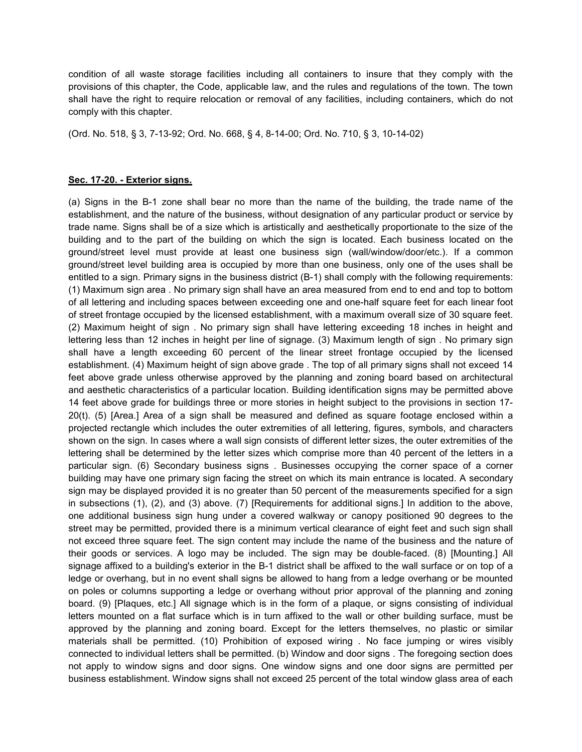condition of all waste storage facilities including all containers to insure that they comply with the provisions of this chapter, the Code, applicable law, and the rules and regulations of the town. The town shall have the right to require relocation or removal of any facilities, including containers, which do not comply with this chapter.

(Ord. No. 518, § 3, 7-13-92; Ord. No. 668, § 4, 8-14-00; Ord. No. 710, § 3, 10-14-02)

**Sec. 17-20. - Exterior signs.**

(a) Signs in the B-1 zone shall bear no more than the name of the building, the trade name of the establishment, and the nature of the business, without designation of any particular product or service by trade name. Signs shall be of a size which is artistically and aesthetically proportionate to the size of the building and to the part of the building on which the sign is located. Each business located on the ground/street level must provide at least one business sign (wall/window/door/etc.). If a common ground/street level building area is occupied by more than one business, only one of the uses shall be entitled to a sign. Primary signs in the business district (B-1) shall comply with the following requirements: (1) Maximum sign area . No primary sign shall have an area measured from end to end and top to bottom of all lettering and including spaces between exceeding one and one-half square feet for each linear foot of street frontage occupied by the licensed establishment, with a maximum overall size of 30 square feet. (2) Maximum height of sign . No primary sign shall have lettering exceeding 18 inches in height and lettering less than 12 inches in height per line of signage. (3) Maximum length of sign . No primary sign shall have a length exceeding 60 percent of the linear street frontage occupied by the licensed establishment. (4) Maximum height of sign above grade . The top of all primary signs shall not exceed 14 feet above grade unless otherwise approved by the planning and zoning board based on architectural and aesthetic characteristics of a particular location. Building identification signs may be permitted above 14 feet above grade for buildings three or more stories in height subject to the provisions in section 17-20(t). (5) [Area.] Area of a sign shall be measured and defined as square footage enclosed within a projected rectangle which includes the outer extremities of all lettering, figures, symbols, and characters shown on the sign. In cases where a wall sign consists of different letter sizes, the outer extremities of the lettering shall be determined by the letter sizes which comprise more than 40 percent of the letters in a particular sign. (6) Secondary business signs . Businesses occupying the corner space of a corner building may have one primary sign facing the street on which its main entrance is located. A secondary sign may be displayed provided it is no greater than 50 percent of the measurements specified for a sign in subsections (1), (2), and (3) above. (7) [Requirements for additional signs.] In addition to the above, one additional business sign hung under a covered walkway or canopy positioned 90 degrees to the street may be permitted, provided there is a minimum vertical clearance of eight feet and such sign shall not exceed three square feet. The sign content may include the name of the business and the nature of their goods or services. A logo may be included. The sign may be double-faced. (8) [Mounting.] All signage affixed to a building's exterior in the B-1 district shall be affixed to the wall surface or on top of a ledge or overhang, but in no event shall signs be allowed to hang from a ledge overhang or be mounted on poles or columns supporting a ledge or overhang without prior approval of the planning and zoning board. (9) [Plaques, etc.] All signage which is in the form of a plaque, or signs consisting of individual letters mounted on a flat surface which is in turn affixed to the wall or other building surface, must be approved by the planning and zoning board. Except for the letters themselves, no plastic or similar materials shall be permitted. (10) Prohibition of exposed wiring . No face jumping or wires visibly connected to individual letters shall be permitted. (b) Window and door signs . The foregoing section does not apply to window signs and door signs. One window signs and one door signs are permitted per business establishment. Window signs shall not exceed 25 percent of the total window glass area of each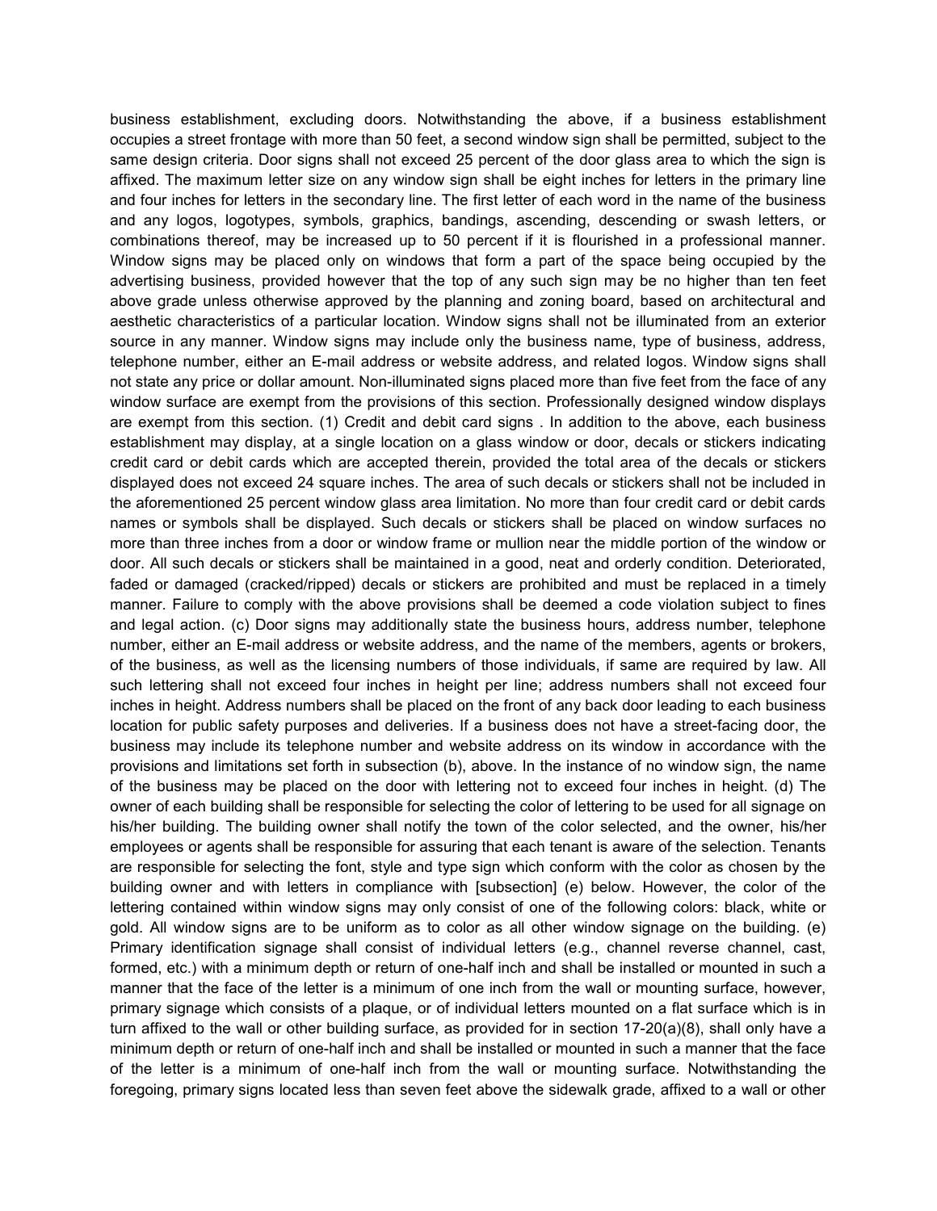business establishment, excluding doors. Notwithstanding the above, if a business establishment occupies a street frontage with more than 50 feet, a second window sign shall be permitted, subject to the same design criteria. Door signs shall not exceed 25 percent of the door glass area to which the sign is affixed. The maximum letter size on any window sign shall be eight inches for letters in the primary line and four inches for letters in the secondary line. The first letter of each word in the name of the business and any logos, logotypes, symbols, graphics, bandings, ascending, descending or swash letters, or combinations thereof, may be increased up to 50 percent if it is flourished in a professional manner. Window signs may be placed only on windows that form a part of the space being occupied by the advertising business, provided however that the top of any such sign may be no higher than ten feet above grade unless otherwise approved by the planning and zoning board, based on architectural and aesthetic characteristics of a particular location. Window signs shall not be illuminated from an exterior source in any manner. Window signs may include only the business name, type of business, address, telephone number, either an E-mail address or website address, and related logos. Window signs shall not state any price or dollar amount. Non-illuminated signs placed more than five feet from the face of any window surface are exempt from the provisions of this section. Professionally designed window displays are exempt from this section. (1) Credit and debit card signs . In addition to the above, each business establishment may display, at a single location on a glass window or door, decals or stickers indicating credit card or debit cards which are accepted therein, provided the total area of the decals or stickers displayed does not exceed 24 square inches. The area of such decals or stickers shall not be included in the aforementioned 25 percent window glass area limitation. No more than four credit card or debit cards names or symbols shall be displayed. Such decals or stickers shall be placed on window surfaces no more than three inches from a door or window frame or mullion near the middle portion of the window or door. All such decals or stickers shall be maintained in a good, neat and orderly condition. Deteriorated, faded or damaged (cracked/ripped) decals or stickers are prohibited and must be replaced in a timely manner. Failure to comply with the above provisions shall be deemed a code violation subject to fines and legal action. (c) Door signs may additionally state the business hours, address number, telephone number, either an E-mail address or website address, and the name of the members, agents or brokers, of the business, as well as the licensing numbers of those individuals, if same are required by law. All such lettering shall not exceed four inches in height per line; address numbers shall not exceed four inches in height. Address numbers shall be placed on the front of any back door leading to each business location for public safety purposes and deliveries. If a business does not have a street-facing door, the business may include its telephone number and website address on its window in accordance with the provisions and limitations set forth in subsection (b), above. In the instance of no window sign, the name of the business may be placed on the door with lettering not to exceed four inches in height. (d) The owner of each building shall be responsible for selecting the color of lettering to be used for all signage on his/her building. The building owner shall notify the town of the color selected, and the owner, his/her employees or agents shall be responsible for assuring that each tenant is aware of the selection. Tenants are responsible for selecting the font, style and type sign which conform with the color as chosen by the building owner and with letters in compliance with [subsection] (e) below. However, the color of the lettering contained within window signs may only consist of one of the following colors: black, white or gold. All window signs are to be uniform as to color as all other window signage on the building. (e) Primary identification signage shall consist of individual letters (e.g., channel reverse channel, cast, formed, etc.) with a minimum depth or return of one-half inch and shall be installed or mounted in such a manner that the face of the letter is a minimum of one inch from the wall or mounting surface, however, primary signage which consists of a plaque, or of individual letters mounted on a flat surface which is in turn affixed to the wall or other building surface, as provided for in section 17-20(a)(8), shall only have a minimum depth or return of one-half inch and shall be installed or mounted in such a manner that the face of the letter is a minimum of one-half inch from the wall or mounting surface. Notwithstanding the foregoing, primary signs located less than seven feet above the sidewalk grade, affixed to a wall or other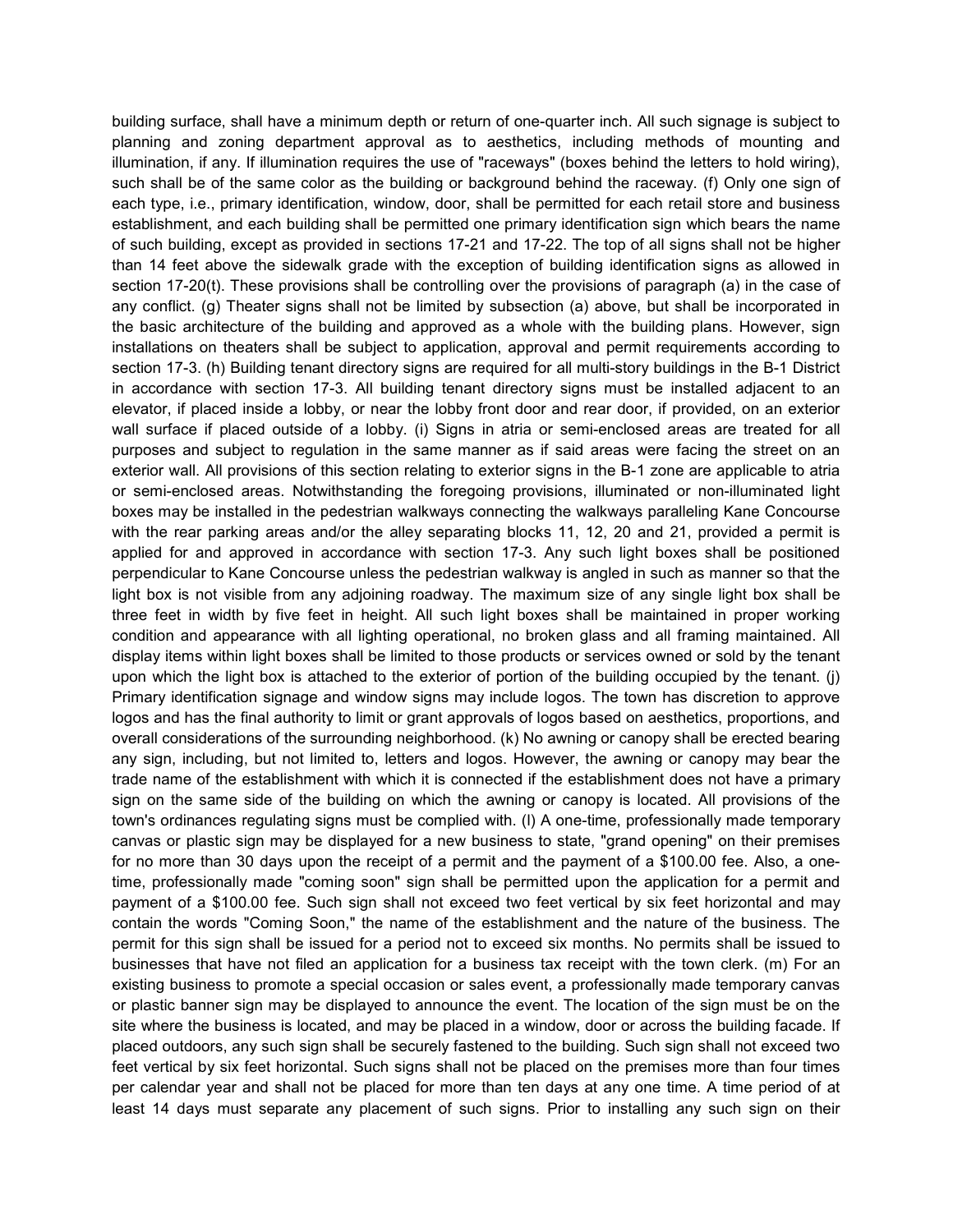building surface, shall have a minimum depth or return of one-quarter inch. All such signage is subject to planning and zoning department approval as to aesthetics, including methods of mounting and illumination, if any. If illumination requires the use of "raceways" (boxes behind the letters to hold wiring), such shall be of the same color as the building or background behind the raceway. (f) Only one sign of each type, i.e., primary identification, window, door, shall be permitted for each retail store and business establishment, and each building shall be permitted one primary identification sign which bears the name of such building, except as provided in sections 17-21 and 17-22. The top of all signs shall not be higher than 14 feet above the sidewalk grade with the exception of building identification signs as allowed in section 17-20(t). These provisions shall be controlling over the provisions of paragraph (a) in the case of any conflict. (g) Theater signs shall not be limited by subsection (a) above, but shall be incorporated in the basic architecture of the building and approved as a whole with the building plans. However, sign installations on theaters shall be subject to application, approval and permit requirements according to section 17-3. (h) Building tenant directory signs are required for all multi-story buildings in the B-1 District in accordance with section 17-3. All building tenant directory signs must be installed adjacent to an elevator, if placed inside a lobby, or near the lobby front door and rear door, if provided, on an exterior wall surface if placed outside of a lobby. (i) Signs in atria or semi-enclosed areas are treated for all purposes and subject to regulation in the same manner as if said areas were facing the street on an exterior wall. All provisions of this section relating to exterior signs in the B-1 zone are applicable to atria or semi-enclosed areas. Notwithstanding the foregoing provisions, illuminated or non-illuminated light boxes may be installed in the pedestrian walkways connecting the walkways paralleling Kane Concourse with the rear parking areas and/or the alley separating blocks 11, 12, 20 and 21, provided a permit is applied for and approved in accordance with section 17-3. Any such light boxes shall be positioned perpendicular to Kane Concourse unless the pedestrian walkway is angled in such as manner so that the light box is not visible from any adjoining roadway. The maximum size of any single light box shall be three feet in width by five feet in height. All such light boxes shall be maintained in proper working condition and appearance with all lighting operational, no broken glass and all framing maintained. All display items within light boxes shall be limited to those products or services owned or sold by the tenant upon which the light box is attached to the exterior of portion of the building occupied by the tenant. (j) Primary identification signage and window signs may include logos. The town has discretion to approve logos and has the final authority to limit or grant approvals of logos based on aesthetics, proportions, and overall considerations of the surrounding neighborhood. (k) No awning or canopy shall be erected bearing any sign, including, but not limited to, letters and logos. However, the awning or canopy may bear the trade name of the establishment with which it is connected if the establishment does not have a primary sign on the same side of the building on which the awning or canopy is located. All provisions of the town's ordinances regulating signs must be complied with. (l) A one-time, professionally made temporary canvas or plastic sign may be displayed for a new business to state, "grand opening" on their premises for no more than 30 days upon the receipt of a permit and the payment of a $100.00 fee. Also, a one-time, professionally made "coming soon" sign shall be permitted upon the application for a permit and payment of a $100.00 fee. Such sign shall not exceed two feet vertical by six feet horizontal and may contain the words "Coming Soon," the name of the establishment and the nature of the business. The permit for this sign shall be issued for a period not to exceed six months. No permits shall be issued to businesses that have not filed an application for a business tax receipt with the town clerk. (m) For an existing business to promote a special occasion or sales event, a professionally made temporary canvas or plastic banner sign may be displayed to announce the event. The location of the sign must be on the site where the business is located, and may be placed in a window, door or across the building facade. If placed outdoors, any such sign shall be securely fastened to the building. Such sign shall not exceed two feet vertical by six feet horizontal. Such signs shall not be placed on the premises more than four times per calendar year and shall not be placed for more than ten days at any one time. A time period of at least 14 days must separate any placement of such signs. Prior to installing any such sign on their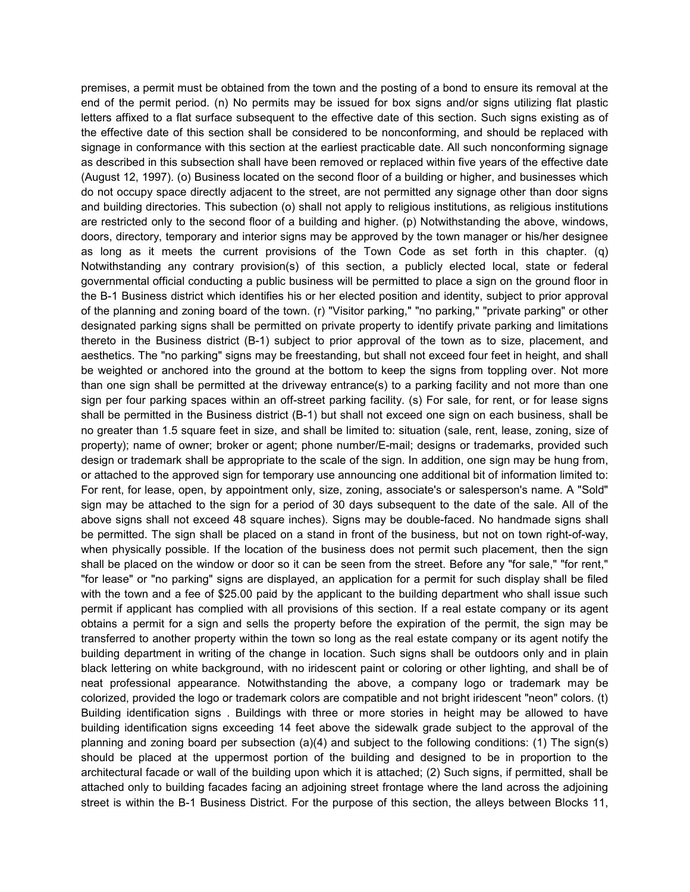premises, a permit must be obtained from the town and the posting of a bond to ensure its removal at the end of the permit period. (n) No permits may be issued for box signs and/or signs utilizing flat plastic letters affixed to a flat surface subsequent to the effective date of this section. Such signs existing as of the effective date of this section shall be considered to be nonconforming, and should be replaced with signage in conformance with this section at the earliest practicable date. All such nonconforming signage as described in this subsection shall have been removed or replaced within five years of the effective date (August 12, 1997). (o) Business located on the second floor of a building or higher, and businesses which do not occupy space directly adjacent to the street, are not permitted any signage other than door signs and building directories. This subection (o) shall not apply to religious institutions, as religious institutions are restricted only to the second floor of a building and higher. (p) Notwithstanding the above, windows, doors, directory, temporary and interior signs may be approved by the town manager or his/her designee as long as it meets the current provisions of the Town Code as set forth in this chapter. (q) Notwithstanding any contrary provision(s) of this section, a publicly elected local, state or federal governmental official conducting a public business will be permitted to place a sign on the ground floor in the B-1 Business district which identifies his or her elected position and identity, subject to prior approval of the planning and zoning board of the town. (r) "Visitor parking," "no parking," "private parking" or other designated parking signs shall be permitted on private property to identify private parking and limitations thereto in the Business district (B-1) subject to prior approval of the town as to size, placement, and aesthetics. The "no parking" signs may be freestanding, but shall not exceed four feet in height, and shall be weighted or anchored into the ground at the bottom to keep the signs from toppling over. Not more than one sign shall be permitted at the driveway entrance(s) to a parking facility and not more than one sign per four parking spaces within an off-street parking facility. (s) For sale, for rent, or for lease signs shall be permitted in the Business district (B-1) but shall not exceed one sign on each business, shall be no greater than 1.5 square feet in size, and shall be limited to: situation (sale, rent, lease, zoning, size of property); name of owner; broker or agent; phone number/E-mail; designs or trademarks, provided such design or trademark shall be appropriate to the scale of the sign. In addition, one sign may be hung from, or attached to the approved sign for temporary use announcing one additional bit of information limited to: For rent, for lease, open, by appointment only, size, zoning, associate's or salesperson's name. A "Sold" sign may be attached to the sign for a period of 30 days subsequent to the date of the sale. All of the above signs shall not exceed 48 square inches). Signs may be double-faced. No handmade signs shall be permitted. The sign shall be placed on a stand in front of the business, but not on town right-of-way, when physically possible. If the location of the business does not permit such placement, then the sign shall be placed on the window or door so it can be seen from the street. Before any "for sale," "for rent," "for lease" or "no parking" signs are displayed, an application for a permit for such display shall be filed with the town and a fee of $25.00 paid by the applicant to the building department who shall issue such permit if applicant has complied with all provisions of this section. If a real estate company or its agent obtains a permit for a sign and sells the property before the expiration of the permit, the sign may be transferred to another property within the town so long as the real estate company or its agent notify the building department in writing of the change in location. Such signs shall be outdoors only and in plain black lettering on white background, with no iridescent paint or coloring or other lighting, and shall be of neat professional appearance. Notwithstanding the above, a company logo or trademark may be colorized, provided the logo or trademark colors are compatible and not bright iridescent "neon" colors. (t) Building identification signs . Buildings with three or more stories in height may be allowed to have building identification signs exceeding 14 feet above the sidewalk grade subject to the approval of the planning and zoning board per subsection (a)(4) and subject to the following conditions: (1) The sign(s) should be placed at the uppermost portion of the building and designed to be in proportion to the architectural facade or wall of the building upon which it is attached; (2) Such signs, if permitted, shall be attached only to building facades facing an adjoining street frontage where the land across the adjoining street is within the B-1 Business District. For the purpose of this section, the alleys between Blocks 11,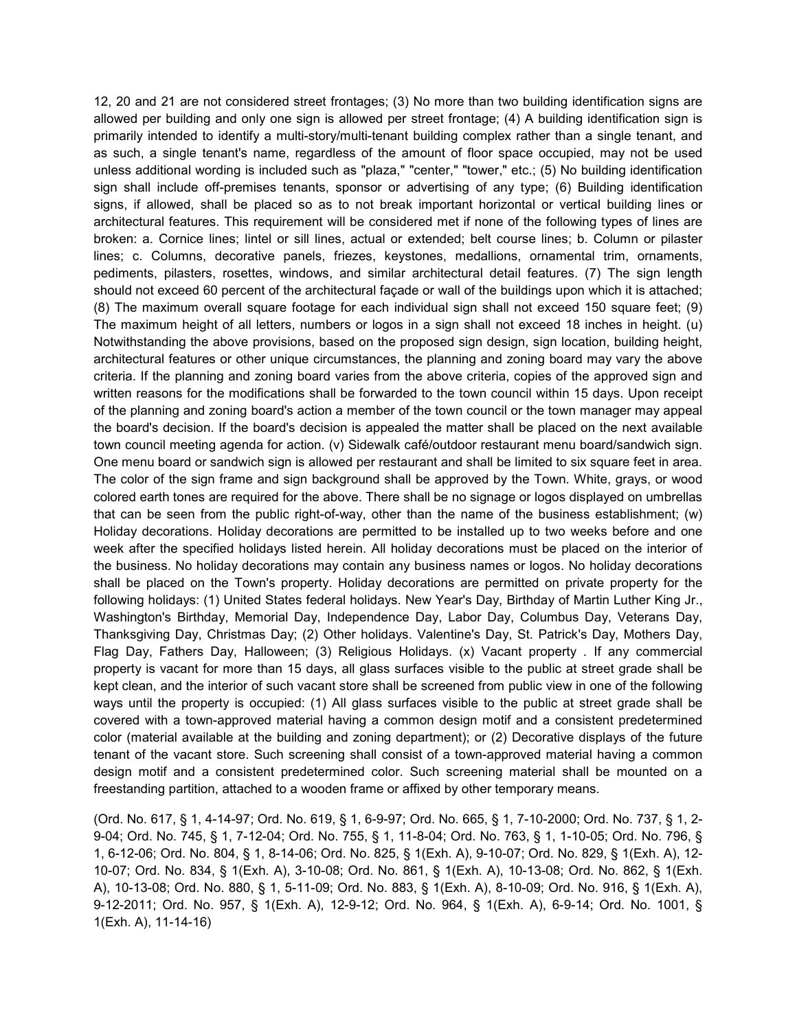12, 20 and 21 are not considered street frontages; (3) No more than two building identification signs are allowed per building and only one sign is allowed per street frontage; (4) A building identification sign is primarily intended to identify a multi-story/multi-tenant building complex rather than a single tenant, and as such, a single tenant's name, regardless of the amount of floor space occupied, may not be used unless additional wording is included such as "plaza," "center," "tower," etc.; (5) No building identification sign shall include off-premises tenants, sponsor or advertising of any type; (6) Building identification signs, if allowed, shall be placed so as to not break important horizontal or vertical building lines or architectural features. This requirement will be considered met if none of the following types of lines are broken: a. Cornice lines; lintel or sill lines, actual or extended; belt course lines; b. Column or pilaster lines; c. Columns, decorative panels, friezes, keystones, medallions, ornamental trim, ornaments, pediments, pilasters, rosettes, windows, and similar architectural detail features. (7) The sign length should not exceed 60 percent of the architectural façade or wall of the buildings upon which it is attached; (8) The maximum overall square footage for each individual sign shall not exceed 150 square feet; (9) The maximum height of all letters, numbers or logos in a sign shall not exceed 18 inches in height. (u) Notwithstanding the above provisions, based on the proposed sign design, sign location, building height, architectural features or other unique circumstances, the planning and zoning board may vary the above criteria. If the planning and zoning board varies from the above criteria, copies of the approved sign and written reasons for the modifications shall be forwarded to the town council within 15 days. Upon receipt of the planning and zoning board's action a member of the town council or the town manager may appeal the board's decision. If the board's decision is appealed the matter shall be placed on the next available town council meeting agenda for action. (v) Sidewalk café/outdoor restaurant menu board/sandwich sign. One menu board or sandwich sign is allowed per restaurant and shall be limited to six square feet in area. The color of the sign frame and sign background shall be approved by the Town. White, grays, or wood colored earth tones are required for the above. There shall be no signage or logos displayed on umbrellas that can be seen from the public right-of-way, other than the name of the business establishment; (w) Holiday decorations. Holiday decorations are permitted to be installed up to two weeks before and one week after the specified holidays listed herein. All holiday decorations must be placed on the interior of the business. No holiday decorations may contain any business names or logos. No holiday decorations shall be placed on the Town's property. Holiday decorations are permitted on private property for the following holidays: (1) United States federal holidays. New Year's Day, Birthday of Martin Luther King Jr., Washington's Birthday, Memorial Day, Independence Day, Labor Day, Columbus Day, Veterans Day, Thanksgiving Day, Christmas Day; (2) Other holidays. Valentine's Day, St. Patrick's Day, Mothers Day, Flag Day, Fathers Day, Halloween; (3) Religious Holidays. (x) Vacant property . If any commercial property is vacant for more than 15 days, all glass surfaces visible to the public at street grade shall be kept clean, and the interior of such vacant store shall be screened from public view in one of the following ways until the property is occupied: (1) All glass surfaces visible to the public at street grade shall be covered with a town-approved material having a common design motif and a consistent predetermined color (material available at the building and zoning department); or (2) Decorative displays of the future tenant of the vacant store. Such screening shall consist of a town-approved material having a common design motif and a consistent predetermined color. Such screening material shall be mounted on a freestanding partition, attached to a wooden frame or affixed by other temporary means.

(Ord. No. 617, § 1, 4-14-97; Ord. No. 619, § 1, 6-9-97; Ord. No. 665, § 1, 7-10-2000; Ord. No. 737, § 1, 2-9-04; Ord. No. 745, § 1, 7-12-04; Ord. No. 755, § 1, 11-8-04; Ord. No. 763, § 1, 1-10-05; Ord. No. 796, § 1, 6-12-06; Ord. No. 804, § 1, 8-14-06; Ord. No. 825, § 1(Exh. A), 9-10-07; Ord. No. 829, § 1(Exh. A), 12-10-07; Ord. No. 834, § 1(Exh. A), 3-10-08; Ord. No. 861, § 1(Exh. A), 10-13-08; Ord. No. 862, § 1(Exh. A), 10-13-08; Ord. No. 880, § 1, 5-11-09; Ord. No. 883, § 1(Exh. A), 8-10-09; Ord. No. 916, § 1(Exh. A), 9-12-2011; Ord. No. 957, § 1(Exh. A), 12-9-12; Ord. No. 964, § 1(Exh. A), 6-9-14; Ord. No. 1001, § 1(Exh. A), 11-14-16)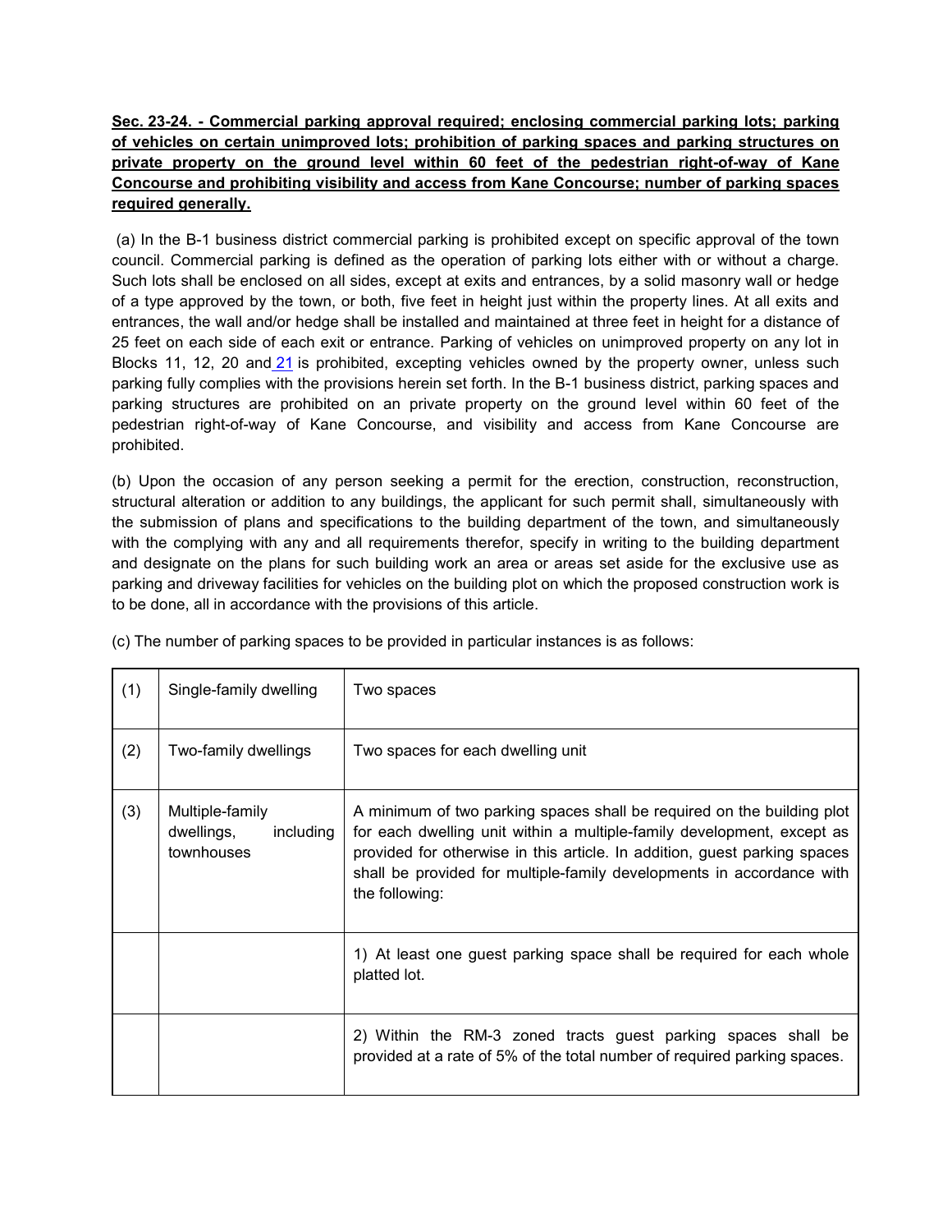**Sec. 23-24. - Commercial parking approval required; enclosing commercial parking lots; parking of vehicles on certain unimproved lots; prohibition of parking spaces and parking structures on private property on the ground level within 60 feet of the pedestrian right-of-way of Kane Concourse and prohibiting visibility and access from Kane Concourse; number of parking spaces required generally.**

(a) In the B-1 business district commercial parking is prohibited except on specific approval of the town council. Commercial parking is defined as the operation of parking lots either with or without a charge. Such lots shall be enclosed on all sides, except at exits and entrances, by a solid masonry wall or hedge of a type approved by the town, or both, five feet in height just within the property lines. At all exits and entrances, the wall and/or hedge shall be installed and maintained at three feet in height for a distance of 25 feet on each side of each exit or entrance. Parking of vehicles on unimproved property on any lot in Blocks 11, 12, 20 and 21 is prohibited, excepting vehicles owned by the property owner, unless such parking fully complies with the provisions herein set forth. In the B-1 business district, parking spaces and parking structures are prohibited on an private property on the ground level within 60 feet of the pedestrian right-of-way of Kane Concourse, and visibility and access from Kane Concourse are prohibited.

(b) Upon the occasion of any person seeking a permit for the erection, construction, reconstruction, structural alteration or addition to any buildings, the applicant for such permit shall, simultaneously with the submission of plans and specifications to the building department of the town, and simultaneously with the complying with any and all requirements therefor, specify in writing to the building department and designate on the plans for such building work an area or areas set aside for the exclusive use as parking and driveway facilities for vehicles on the building plot on which the proposed construction work is to be done, all in accordance with the provisions of this article.

(c) The number of parking spaces to be provided in particular instances is as follows:

| | | |
|---|---|---|
| (1) | Single-family dwelling | Two spaces |
| (2) | Two-family dwellings | Two spaces for each dwelling unit |
| (3) | Multiple-family dwellings, including townhouses | A minimum of two parking spaces shall be required on the building plot for each dwelling unit within a multiple-family development, except as provided for otherwise in this article. In addition, guest parking spaces shall be provided for multiple-family developments in accordance with the following: |
| | | 1) At least one guest parking space shall be required for each whole platted lot. |
| | | 2) Within the RM-3 zoned tracts guest parking spaces shall be provided at a rate of 5% of the total number of required parking spaces. |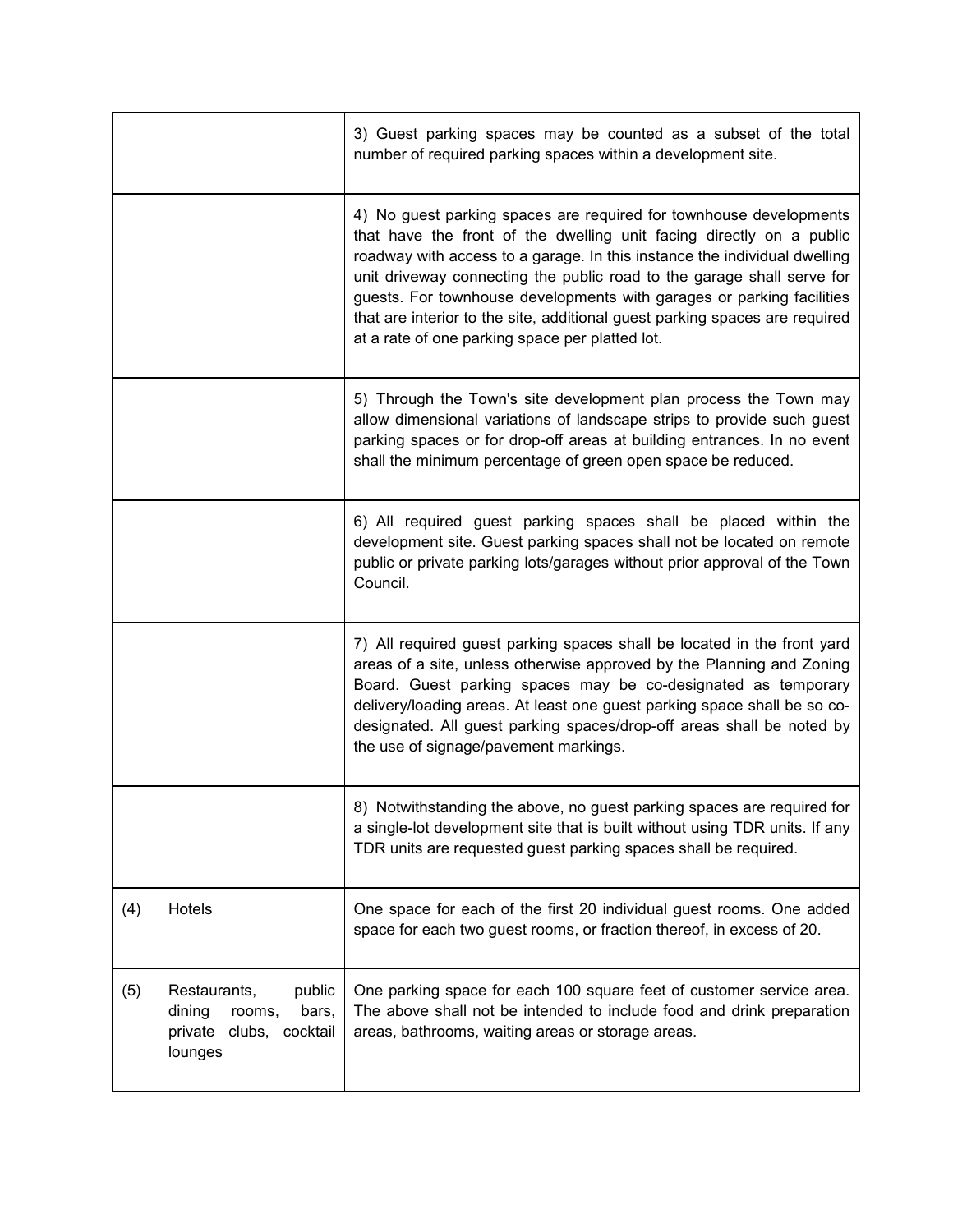| | | |
|---|---|---|
| | | 3) Guest parking spaces may be counted as a subset of the total number of required parking spaces within a development site. |
| | | 4) No guest parking spaces are required for townhouse developments that have the front of the dwelling unit facing directly on a public roadway with access to a garage. In this instance the individual dwelling unit driveway connecting the public road to the garage shall serve for guests. For townhouse developments with garages or parking facilities that are interior to the site, additional guest parking spaces are required at a rate of one parking space per platted lot. |
| | | 5) Through the Town's site development plan process the Town may allow dimensional variations of landscape strips to provide such guest parking spaces or for drop-off areas at building entrances. In no event shall the minimum percentage of green open space be reduced. |
| | | 6) All required guest parking spaces shall be placed within the development site. Guest parking spaces shall not be located on remote public or private parking lots/garages without prior approval of the Town Council. |
| | | 7) All required guest parking spaces shall be located in the front yard areas of a site, unless otherwise approved by the Planning and Zoning Board. Guest parking spaces may be co-designated as temporary delivery/loading areas. At least one guest parking space shall be so co-designated. All guest parking spaces/drop-off areas shall be noted by the use of signage/pavement markings. |
| | | 8) Notwithstanding the above, no guest parking spaces are required for a single-lot development site that is built without using TDR units. If any TDR units are requested guest parking spaces shall be required. |
| (4) | Hotels | One space for each of the first 20 individual guest rooms. One added space for each two guest rooms, or fraction thereof, in excess of 20. |
| (5) | Restaurants, public dining rooms, bars, private clubs, cocktail lounges | One parking space for each 100 square feet of customer service area. The above shall not be intended to include food and drink preparation areas, bathrooms, waiting areas or storage areas. |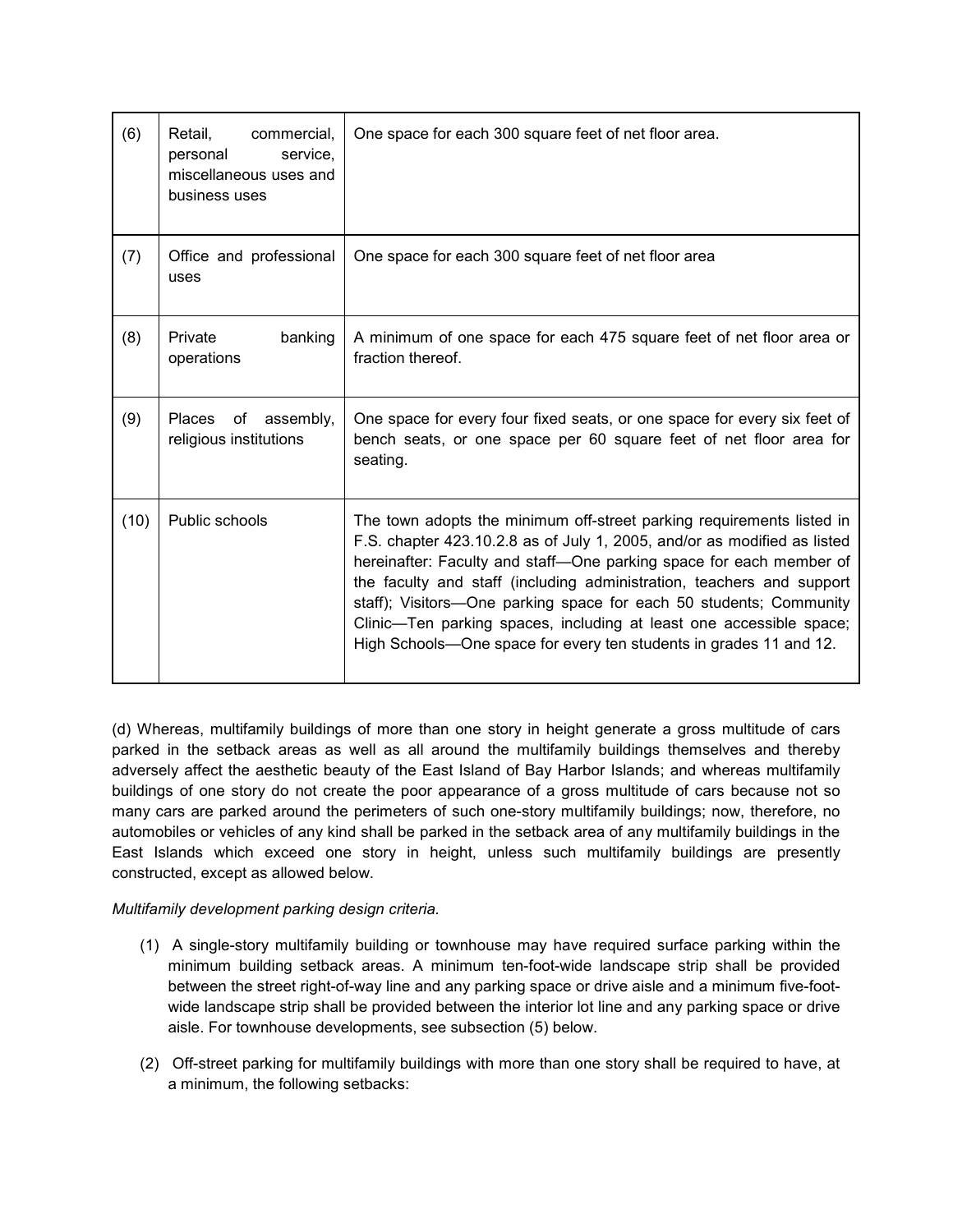| | | |
|---|---|---|
| (6) | Retail, commercial, personal service, miscellaneous uses and business uses | One space for each 300 square feet of net floor area. |
| (7) | Office and professional uses | One space for each 300 square feet of net floor area |
| (8) | Private banking operations | A minimum of one space for each 475 square feet of net floor area or fraction thereof. |
| (9) | Places of assembly, religious institutions | One space for every four fixed seats, or one space for every six feet of bench seats, or one space per 60 square feet of net floor area for seating. |
| (10) | Public schools | The town adopts the minimum off-street parking requirements listed in F.S. chapter 423.10.2.8 as of July 1, 2005, and/or as modified as listed hereinafter: Faculty and staff—One parking space for each member of the faculty and staff (including administration, teachers and support staff); Visitors—One parking space for each 50 students; Community Clinic—Ten parking spaces, including at least one accessible space; High Schools—One space for every ten students in grades 11 and 12. |

(d) Whereas, multifamily buildings of more than one story in height generate a gross multitude of cars parked in the setback areas as well as all around the multifamily buildings themselves and thereby adversely affect the aesthetic beauty of the East Island of Bay Harbor Islands; and whereas multifamily buildings of one story do not create the poor appearance of a gross multitude of cars because not so many cars are parked around the perimeters of such one-story multifamily buildings; now, therefore, no automobiles or vehicles of any kind shall be parked in the setback area of any multifamily buildings in the East Islands which exceed one story in height, unless such multifamily buildings are presently constructed, except as allowed below.

*Multifamily development parking design criteria.*

(1) A single-story multifamily building or townhouse may have required surface parking within the minimum building setback areas. A minimum ten-foot-wide landscape strip shall be provided between the street right-of-way line and any parking space or drive aisle and a minimum five-foot-wide landscape strip shall be provided between the interior lot line and any parking space or drive aisle. For townhouse developments, see subsection (5) below.

(2) Off-street parking for multifamily buildings with more than one story shall be required to have, at a minimum, the following setbacks: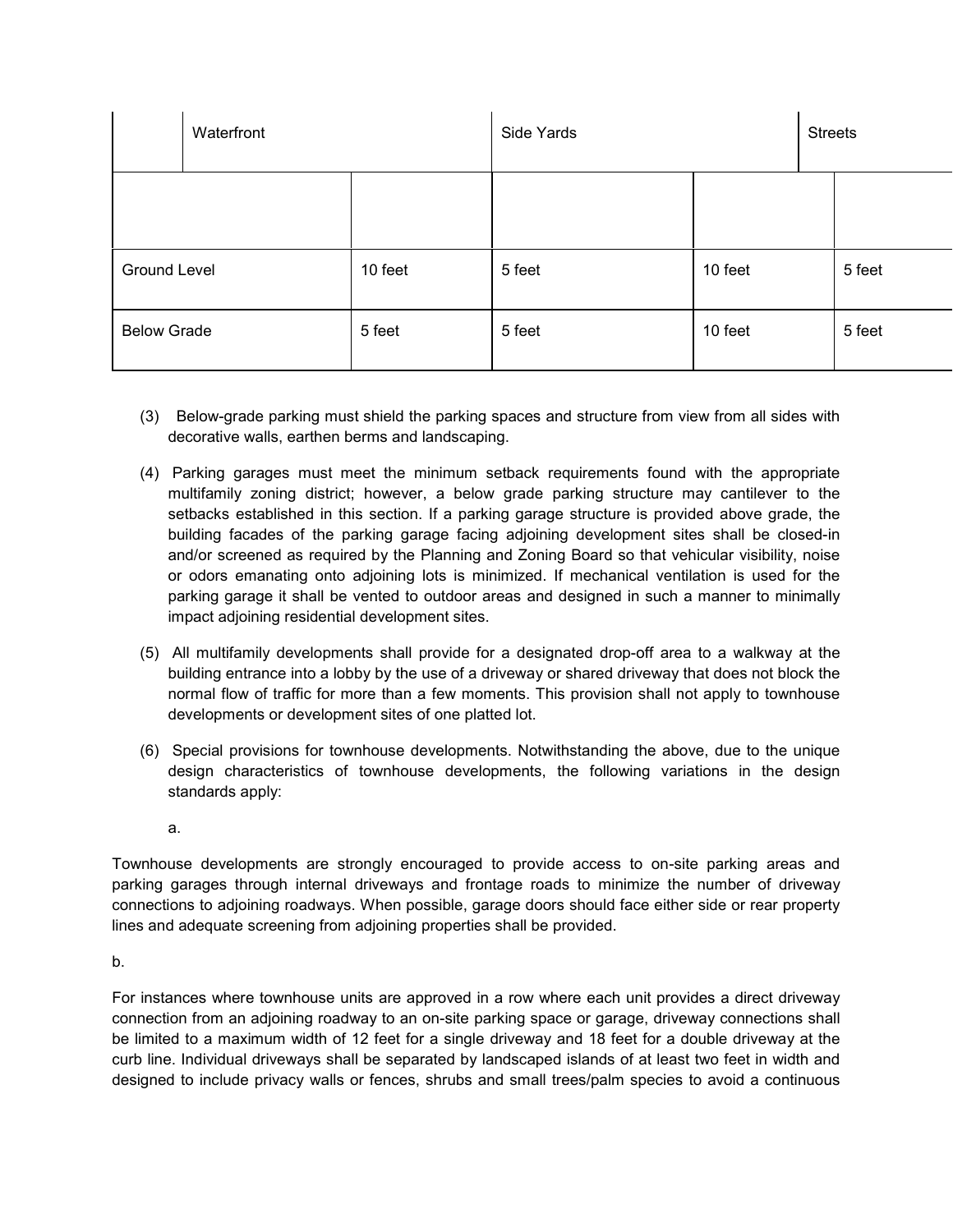| | Waterfront | | Side Yards | | Streets |
|---|---|---|---|---|---|
| | | | | | |
| Ground Level | | 10 feet | 5 feet | 10 feet | 5 feet |
| Below Grade | | 5 feet | 5 feet | 10 feet | 5 feet |

(3) Below-grade parking must shield the parking spaces and structure from view from all sides with decorative walls, earthen berms and landscaping.

(4) Parking garages must meet the minimum setback requirements found with the appropriate multifamily zoning district; however, a below grade parking structure may cantilever to the setbacks established in this section. If a parking garage structure is provided above grade, the building facades of the parking garage facing adjoining development sites shall be closed-in and/or screened as required by the Planning and Zoning Board so that vehicular visibility, noise or odors emanating onto adjoining lots is minimized. If mechanical ventilation is used for the parking garage it shall be vented to outdoor areas and designed in such a manner to minimally impact adjoining residential development sites.

(5) All multifamily developments shall provide for a designated drop-off area to a walkway at the building entrance into a lobby by the use of a driveway or shared driveway that does not block the normal flow of traffic for more than a few moments. This provision shall not apply to townhouse developments or development sites of one platted lot.

(6) Special provisions for townhouse developments. Notwithstanding the above, due to the unique design characteristics of townhouse developments, the following variations in the design standards apply:

a.

Townhouse developments are strongly encouraged to provide access to on-site parking areas and parking garages through internal driveways and frontage roads to minimize the number of driveway connections to adjoining roadways. When possible, garage doors should face either side or rear property lines and adequate screening from adjoining properties shall be provided.

b.

For instances where townhouse units are approved in a row where each unit provides a direct driveway connection from an adjoining roadway to an on-site parking space or garage, driveway connections shall be limited to a maximum width of 12 feet for a single driveway and 18 feet for a double driveway at the curb line. Individual driveways shall be separated by landscaped islands of at least two feet in width and designed to include privacy walls or fences, shrubs and small trees/palm species to avoid a continuous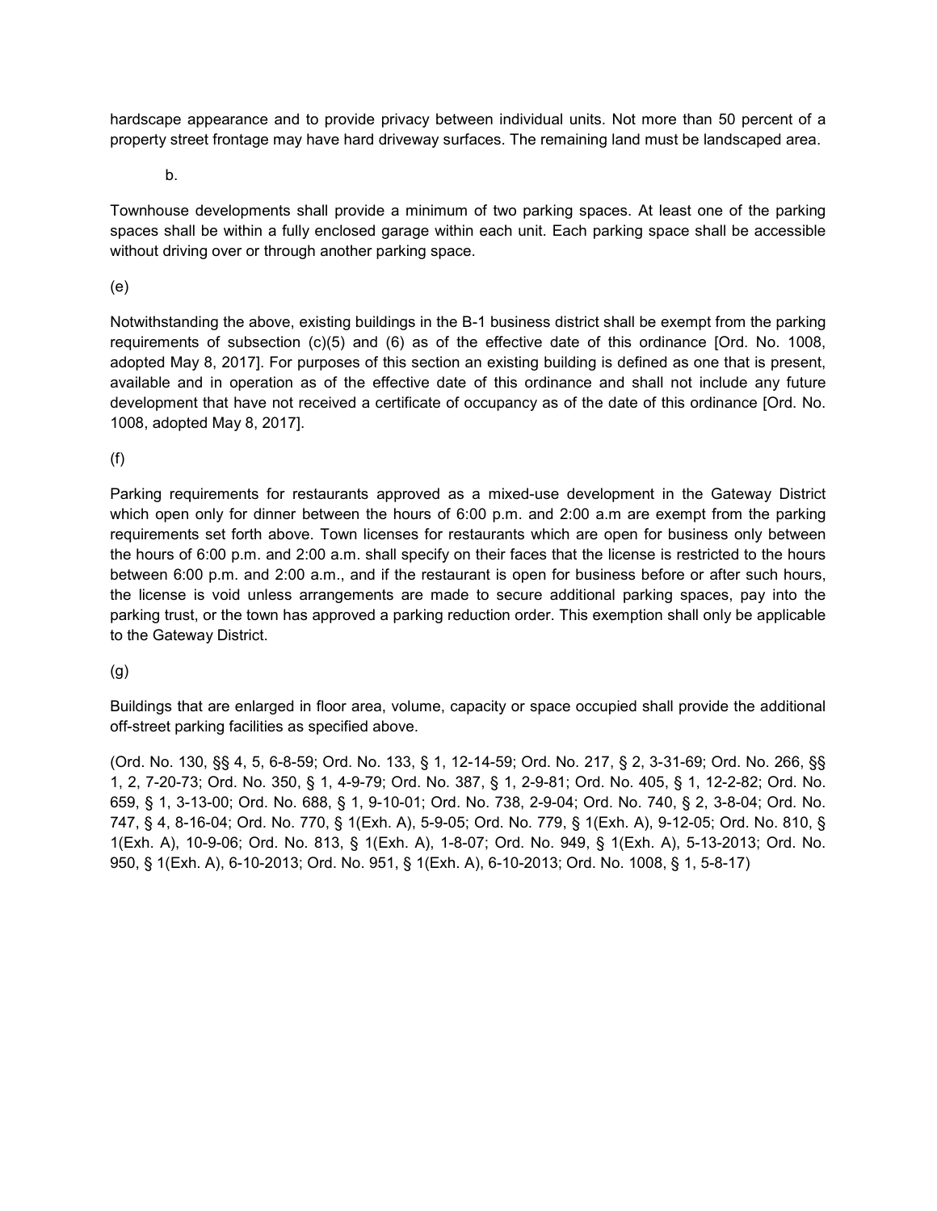hardscape appearance and to provide privacy between individual units. Not more than 50 percent of a property street frontage may have hard driveway surfaces. The remaining land must be landscaped area.

b.

Townhouse developments shall provide a minimum of two parking spaces. At least one of the parking spaces shall be within a fully enclosed garage within each unit. Each parking space shall be accessible without driving over or through another parking space.

(e)

Notwithstanding the above, existing buildings in the B-1 business district shall be exempt from the parking requirements of subsection (c)(5) and (6) as of the effective date of this ordinance [Ord. No. 1008, adopted May 8, 2017]. For purposes of this section an existing building is defined as one that is present, available and in operation as of the effective date of this ordinance and shall not include any future development that have not received a certificate of occupancy as of the date of this ordinance [Ord. No. 1008, adopted May 8, 2017].

(f)

Parking requirements for restaurants approved as a mixed-use development in the Gateway District which open only for dinner between the hours of 6:00 p.m. and 2:00 a.m are exempt from the parking requirements set forth above. Town licenses for restaurants which are open for business only between the hours of 6:00 p.m. and 2:00 a.m. shall specify on their faces that the license is restricted to the hours between 6:00 p.m. and 2:00 a.m., and if the restaurant is open for business before or after such hours, the license is void unless arrangements are made to secure additional parking spaces, pay into the parking trust, or the town has approved a parking reduction order. This exemption shall only be applicable to the Gateway District.

(g)

Buildings that are enlarged in floor area, volume, capacity or space occupied shall provide the additional off-street parking facilities as specified above.

(Ord. No. 130, §§ 4, 5, 6-8-59; Ord. No. 133, § 1, 12-14-59; Ord. No. 217, § 2, 3-31-69; Ord. No. 266, §§ 1, 2, 7-20-73; Ord. No. 350, § 1, 4-9-79; Ord. No. 387, § 1, 2-9-81; Ord. No. 405, § 1, 12-2-82; Ord. No. 659, § 1, 3-13-00; Ord. No. 688, § 1, 9-10-01; Ord. No. 738, 2-9-04; Ord. No. 740, § 2, 3-8-04; Ord. No. 747, § 4, 8-16-04; Ord. No. 770, § 1(Exh. A), 5-9-05; Ord. No. 779, § 1(Exh. A), 9-12-05; Ord. No. 810, § 1(Exh. A), 10-9-06; Ord. No. 813, § 1(Exh. A), 1-8-07; Ord. No. 949, § 1(Exh. A), 5-13-2013; Ord. No. 950, § 1(Exh. A), 6-10-2013; Ord. No. 951, § 1(Exh. A), 6-10-2013; Ord. No. 1008, § 1, 5-8-17)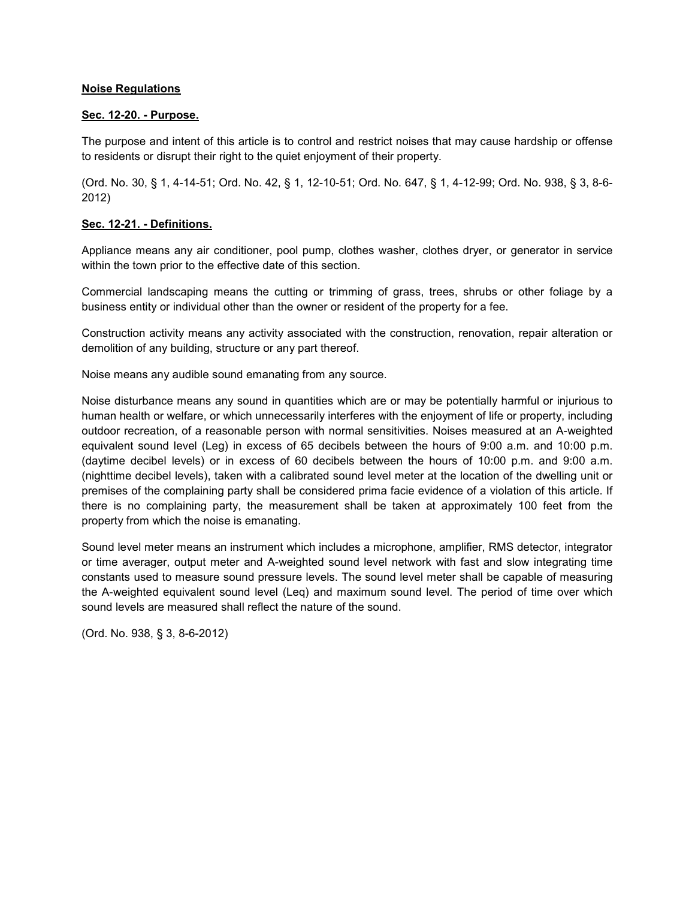**Noise Regulations**

**Sec. 12-20. - Purpose.**

The purpose and intent of this article is to control and restrict noises that may cause hardship or offense to residents or disrupt their right to the quiet enjoyment of their property.

(Ord. No. 30, § 1, 4-14-51; Ord. No. 42, § 1, 12-10-51; Ord. No. 647, § 1, 4-12-99; Ord. No. 938, § 3, 8-6-2012)

**Sec. 12-21. - Definitions.**

Appliance means any air conditioner, pool pump, clothes washer, clothes dryer, or generator in service within the town prior to the effective date of this section.

Commercial landscaping means the cutting or trimming of grass, trees, shrubs or other foliage by a business entity or individual other than the owner or resident of the property for a fee.

Construction activity means any activity associated with the construction, renovation, repair alteration or demolition of any building, structure or any part thereof.

Noise means any audible sound emanating from any source.

Noise disturbance means any sound in quantities which are or may be potentially harmful or injurious to human health or welfare, or which unnecessarily interferes with the enjoyment of life or property, including outdoor recreation, of a reasonable person with normal sensitivities. Noises measured at an A-weighted equivalent sound level (Leg) in excess of 65 decibels between the hours of 9:00 a.m. and 10:00 p.m. (daytime decibel levels) or in excess of 60 decibels between the hours of 10:00 p.m. and 9:00 a.m. (nighttime decibel levels), taken with a calibrated sound level meter at the location of the dwelling unit or premises of the complaining party shall be considered prima facie evidence of a violation of this article. If there is no complaining party, the measurement shall be taken at approximately 100 feet from the property from which the noise is emanating.

Sound level meter means an instrument which includes a microphone, amplifier, RMS detector, integrator or time averager, output meter and A-weighted sound level network with fast and slow integrating time constants used to measure sound pressure levels. The sound level meter shall be capable of measuring the A-weighted equivalent sound level (Leq) and maximum sound level. The period of time over which sound levels are measured shall reflect the nature of the sound.

(Ord. No. 938, § 3, 8-6-2012)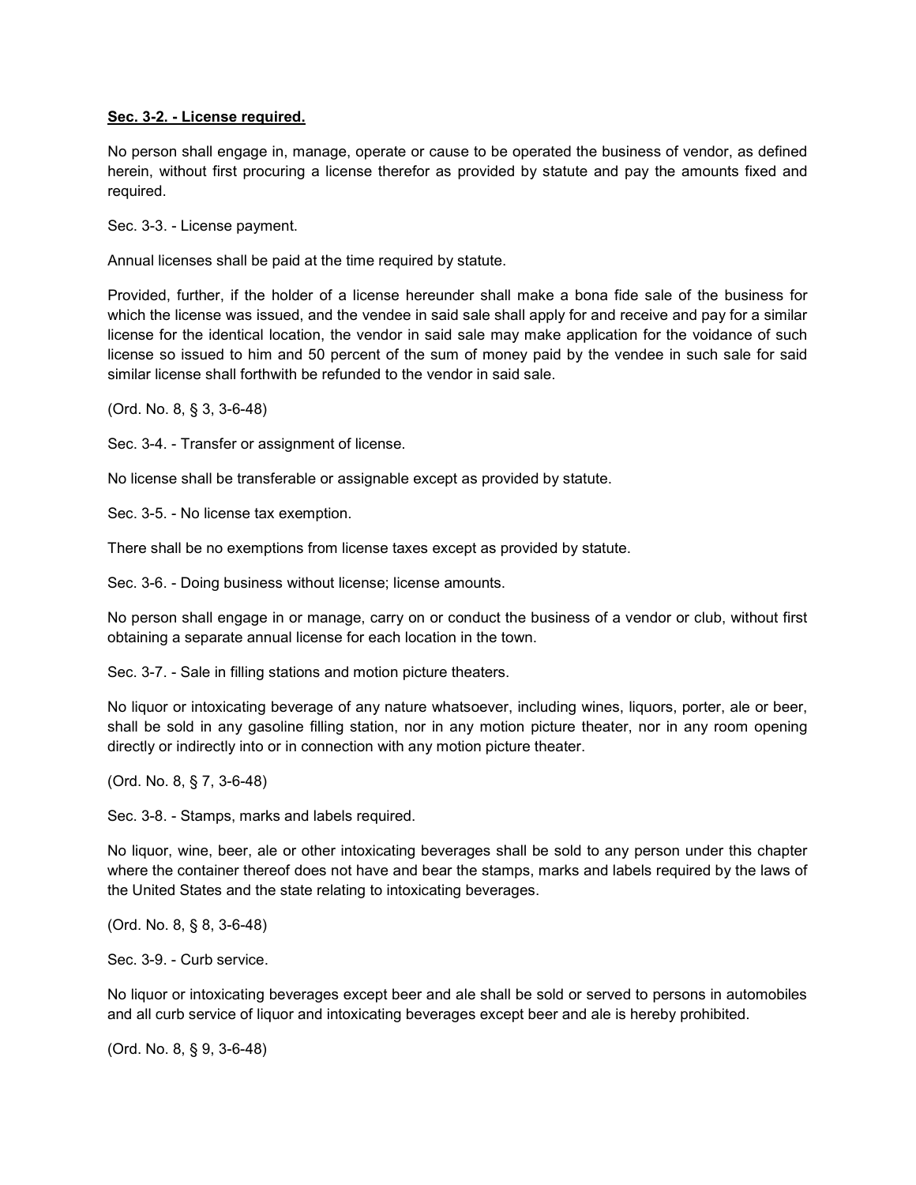**Sec. 3-2. - License required.**

No person shall engage in, manage, operate or cause to be operated the business of vendor, as defined herein, without first procuring a license therefor as provided by statute and pay the amounts fixed and required.

Sec. 3-3. - License payment.

Annual licenses shall be paid at the time required by statute.

Provided, further, if the holder of a license hereunder shall make a bona fide sale of the business for which the license was issued, and the vendee in said sale shall apply for and receive and pay for a similar license for the identical location, the vendor in said sale may make application for the voidance of such license so issued to him and 50 percent of the sum of money paid by the vendee in such sale for said similar license shall forthwith be refunded to the vendor in said sale.

(Ord. No. 8, § 3, 3-6-48)

Sec. 3-4. - Transfer or assignment of license.

No license shall be transferable or assignable except as provided by statute.

Sec. 3-5. - No license tax exemption.

There shall be no exemptions from license taxes except as provided by statute.

Sec. 3-6. - Doing business without license; license amounts.

No person shall engage in or manage, carry on or conduct the business of a vendor or club, without first obtaining a separate annual license for each location in the town.

Sec. 3-7. - Sale in filling stations and motion picture theaters.

No liquor or intoxicating beverage of any nature whatsoever, including wines, liquors, porter, ale or beer, shall be sold in any gasoline filling station, nor in any motion picture theater, nor in any room opening directly or indirectly into or in connection with any motion picture theater.

(Ord. No. 8, § 7, 3-6-48)

Sec. 3-8. - Stamps, marks and labels required.

No liquor, wine, beer, ale or other intoxicating beverages shall be sold to any person under this chapter where the container thereof does not have and bear the stamps, marks and labels required by the laws of the United States and the state relating to intoxicating beverages.

(Ord. No. 8, § 8, 3-6-48)

Sec. 3-9. - Curb service.

No liquor or intoxicating beverages except beer and ale shall be sold or served to persons in automobiles and all curb service of liquor and intoxicating beverages except beer and ale is hereby prohibited.

(Ord. No. 8, § 9, 3-6-48)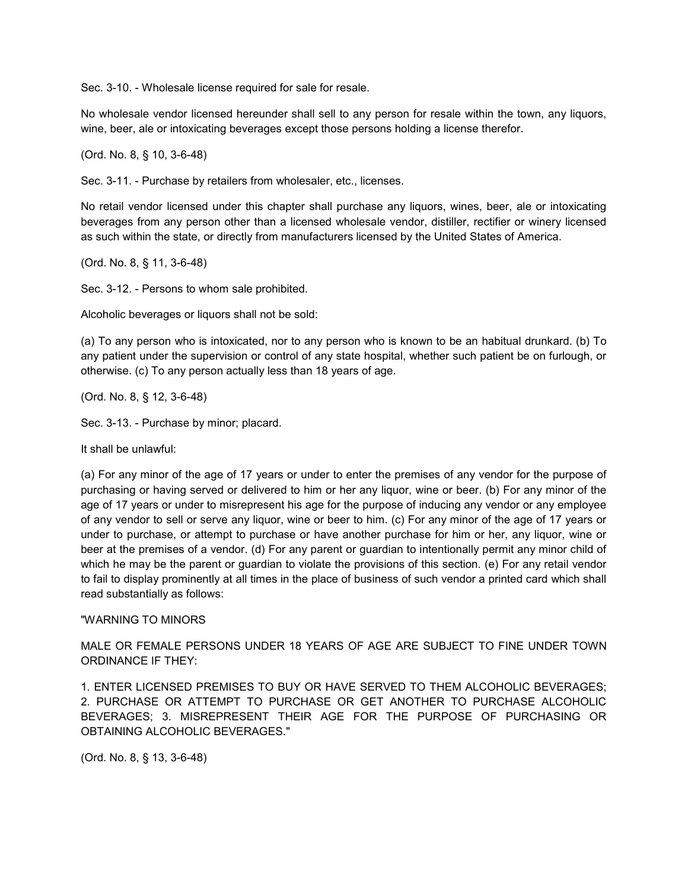Sec. 3-10. - Wholesale license required for sale for resale.

No wholesale vendor licensed hereunder shall sell to any person for resale within the town, any liquors, wine, beer, ale or intoxicating beverages except those persons holding a license therefor.

(Ord. No. 8, § 10, 3-6-48)

Sec. 3-11. - Purchase by retailers from wholesaler, etc., licenses.

No retail vendor licensed under this chapter shall purchase any liquors, wines, beer, ale or intoxicating beverages from any person other than a licensed wholesale vendor, distiller, rectifier or winery licensed as such within the state, or directly from manufacturers licensed by the United States of America.

(Ord. No. 8, § 11, 3-6-48)

Sec. 3-12. - Persons to whom sale prohibited.

Alcoholic beverages or liquors shall not be sold:

(a) To any person who is intoxicated, nor to any person who is known to be an habitual drunkard. (b) To any patient under the supervision or control of any state hospital, whether such patient be on furlough, or otherwise. (c) To any person actually less than 18 years of age.

(Ord. No. 8, § 12, 3-6-48)

Sec. 3-13. - Purchase by minor; placard.

It shall be unlawful:

(a) For any minor of the age of 17 years or under to enter the premises of any vendor for the purpose of purchasing or having served or delivered to him or her any liquor, wine or beer. (b) For any minor of the age of 17 years or under to misrepresent his age for the purpose of inducing any vendor or any employee of any vendor to sell or serve any liquor, wine or beer to him. (c) For any minor of the age of 17 years or under to purchase, or attempt to purchase or have another purchase for him or her, any liquor, wine or beer at the premises of a vendor. (d) For any parent or guardian to intentionally permit any minor child of which he may be the parent or guardian to violate the provisions of this section. (e) For any retail vendor to fail to display prominently at all times in the place of business of such vendor a printed card which shall read substantially as follows:

"WARNING TO MINORS

MALE OR FEMALE PERSONS UNDER 18 YEARS OF AGE ARE SUBJECT TO FINE UNDER TOWN ORDINANCE IF THEY:

1. ENTER LICENSED PREMISES TO BUY OR HAVE SERVED TO THEM ALCOHOLIC BEVERAGES; 2. PURCHASE OR ATTEMPT TO PURCHASE OR GET ANOTHER TO PURCHASE ALCOHOLIC BEVERAGES; 3. MISREPRESENT THEIR AGE FOR THE PURPOSE OF PURCHASING OR OBTAINING ALCOHOLIC BEVERAGES."

(Ord. No. 8, § 13, 3-6-48)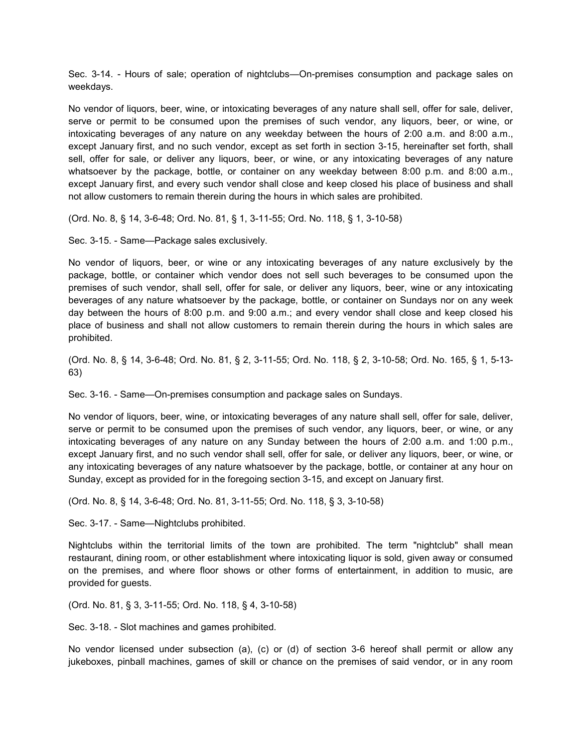Sec. 3-14. - Hours of sale; operation of nightclubs—On-premises consumption and package sales on weekdays.

No vendor of liquors, beer, wine, or intoxicating beverages of any nature shall sell, offer for sale, deliver, serve or permit to be consumed upon the premises of such vendor, any liquors, beer, or wine, or intoxicating beverages of any nature on any weekday between the hours of 2:00 a.m. and 8:00 a.m., except January first, and no such vendor, except as set forth in section 3-15, hereinafter set forth, shall sell, offer for sale, or deliver any liquors, beer, or wine, or any intoxicating beverages of any nature whatsoever by the package, bottle, or container on any weekday between 8:00 p.m. and 8:00 a.m., except January first, and every such vendor shall close and keep closed his place of business and shall not allow customers to remain therein during the hours in which sales are prohibited.

(Ord. No. 8, § 14, 3-6-48; Ord. No. 81, § 1, 3-11-55; Ord. No. 118, § 1, 3-10-58)

Sec. 3-15. - Same—Package sales exclusively.

No vendor of liquors, beer, or wine or any intoxicating beverages of any nature exclusively by the package, bottle, or container which vendor does not sell such beverages to be consumed upon the premises of such vendor, shall sell, offer for sale, or deliver any liquors, beer, wine or any intoxicating beverages of any nature whatsoever by the package, bottle, or container on Sundays nor on any week day between the hours of 8:00 p.m. and 9:00 a.m.; and every vendor shall close and keep closed his place of business and shall not allow customers to remain therein during the hours in which sales are prohibited.

(Ord. No. 8, § 14, 3-6-48; Ord. No. 81, § 2, 3-11-55; Ord. No. 118, § 2, 3-10-58; Ord. No. 165, § 1, 5-13-63)

Sec. 3-16. - Same—On-premises consumption and package sales on Sundays.

No vendor of liquors, beer, wine, or intoxicating beverages of any nature shall sell, offer for sale, deliver, serve or permit to be consumed upon the premises of such vendor, any liquors, beer, or wine, or any intoxicating beverages of any nature on any Sunday between the hours of 2:00 a.m. and 1:00 p.m., except January first, and no such vendor shall sell, offer for sale, or deliver any liquors, beer, or wine, or any intoxicating beverages of any nature whatsoever by the package, bottle, or container at any hour on Sunday, except as provided for in the foregoing section 3-15, and except on January first.

(Ord. No. 8, § 14, 3-6-48; Ord. No. 81, 3-11-55; Ord. No. 118, § 3, 3-10-58)

Sec. 3-17. - Same—Nightclubs prohibited.

Nightclubs within the territorial limits of the town are prohibited. The term "nightclub" shall mean restaurant, dining room, or other establishment where intoxicating liquor is sold, given away or consumed on the premises, and where floor shows or other forms of entertainment, in addition to music, are provided for guests.

(Ord. No. 81, § 3, 3-11-55; Ord. No. 118, § 4, 3-10-58)

Sec. 3-18. - Slot machines and games prohibited.

No vendor licensed under subsection (a), (c) or (d) of section 3-6 hereof shall permit or allow any jukeboxes, pinball machines, games of skill or chance on the premises of said vendor, or in any room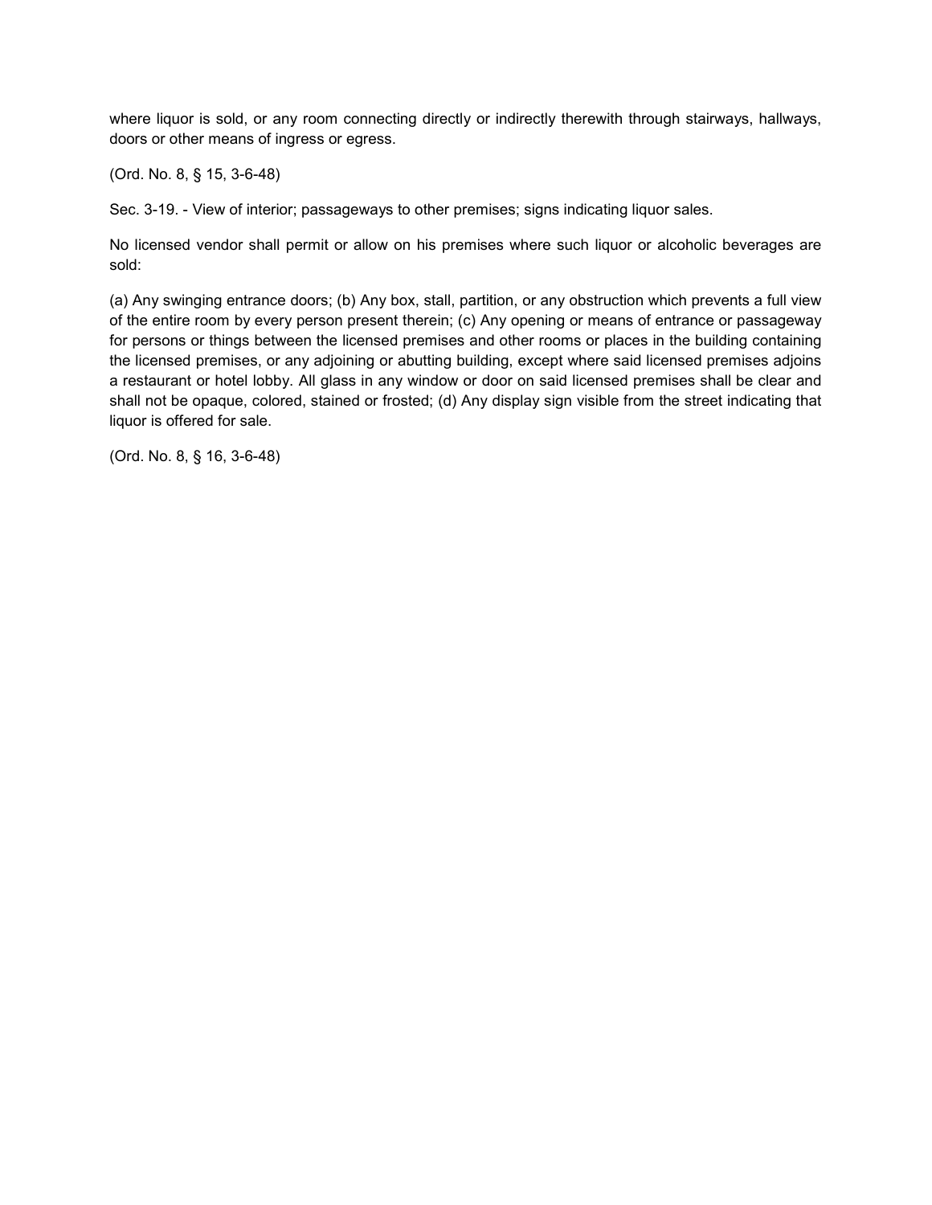where liquor is sold, or any room connecting directly or indirectly therewith through stairways, hallways, doors or other means of ingress or egress.

(Ord. No. 8, § 15, 3-6-48)

Sec. 3-19. - View of interior; passageways to other premises; signs indicating liquor sales.

No licensed vendor shall permit or allow on his premises where such liquor or alcoholic beverages are sold:

(a) Any swinging entrance doors; (b) Any box, stall, partition, or any obstruction which prevents a full view of the entire room by every person present therein; (c) Any opening or means of entrance or passageway for persons or things between the licensed premises and other rooms or places in the building containing the licensed premises, or any adjoining or abutting building, except where said licensed premises adjoins a restaurant or hotel lobby. All glass in any window or door on said licensed premises shall be clear and shall not be opaque, colored, stained or frosted; (d) Any display sign visible from the street indicating that liquor is offered for sale.

(Ord. No. 8, § 16, 3-6-48)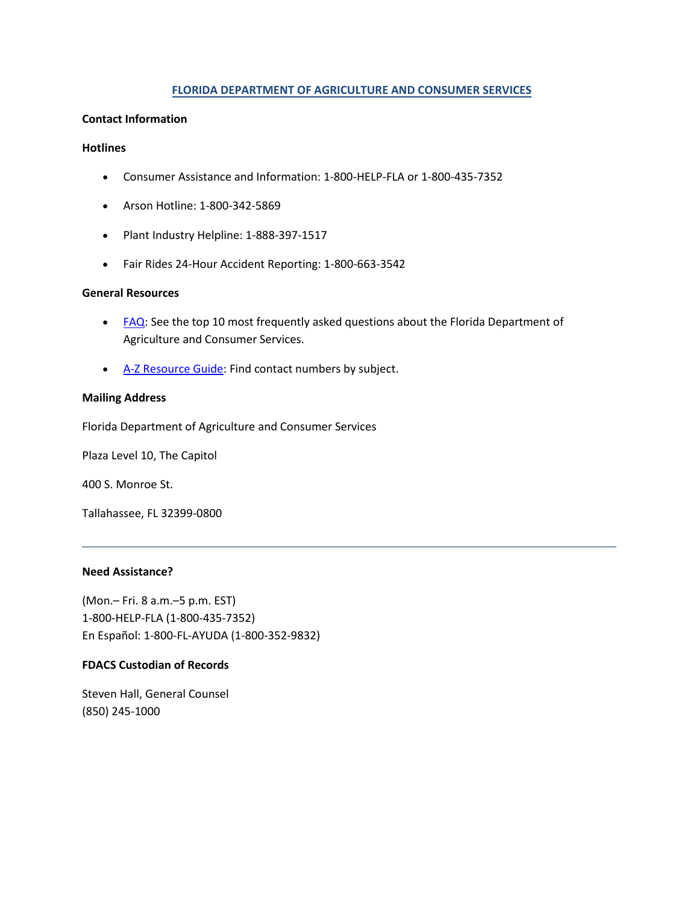# [FLORIDA DEPARTMENT OF AGRICULTURE AND CONSUMER SERVICES]()

**Contact Information**

**Hotlines**

- Consumer Assistance and Information: 1-800-HELP-FLA or 1-800-435-7352
- Arson Hotline: 1-800-342-5869
- Plant Industry Helpline: 1-888-397-1517
- Fair Rides 24-Hour Accident Reporting: 1-800-663-3542

**General Resources**

- [FAQ](): See the top 10 most frequently asked questions about the Florida Department of Agriculture and Consumer Services.
- [A-Z Resource Guide](): Find contact numbers by subject.

**Mailing Address**

Florida Department of Agriculture and Consumer Services

Plaza Level 10, The Capitol

400 S. Monroe St.

Tallahassee, FL 32399-0800

---

**Need Assistance?**

(Mon.– Fri. 8 a.m.–5 p.m. EST)
1-800-HELP-FLA (1-800-435-7352)
En Español: 1-800-FL-AYUDA (1-800-352-9832)

**FDACS Custodian of Records**

Steven Hall, General Counsel
(850) 245-1000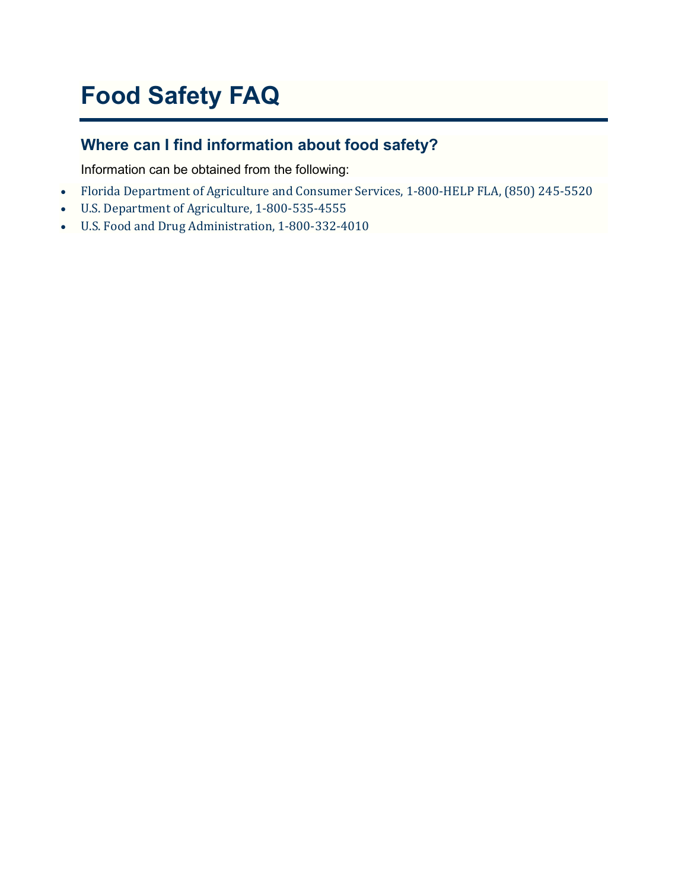# Food Safety FAQ

## Where can I find information about food safety?

Information can be obtained from the following:

- Florida Department of Agriculture and Consumer Services, 1-800-HELP FLA, (850) 245-5520
- U.S. Department of Agriculture, 1-800-535-4555
- U.S. Food and Drug Administration, 1-800-332-4010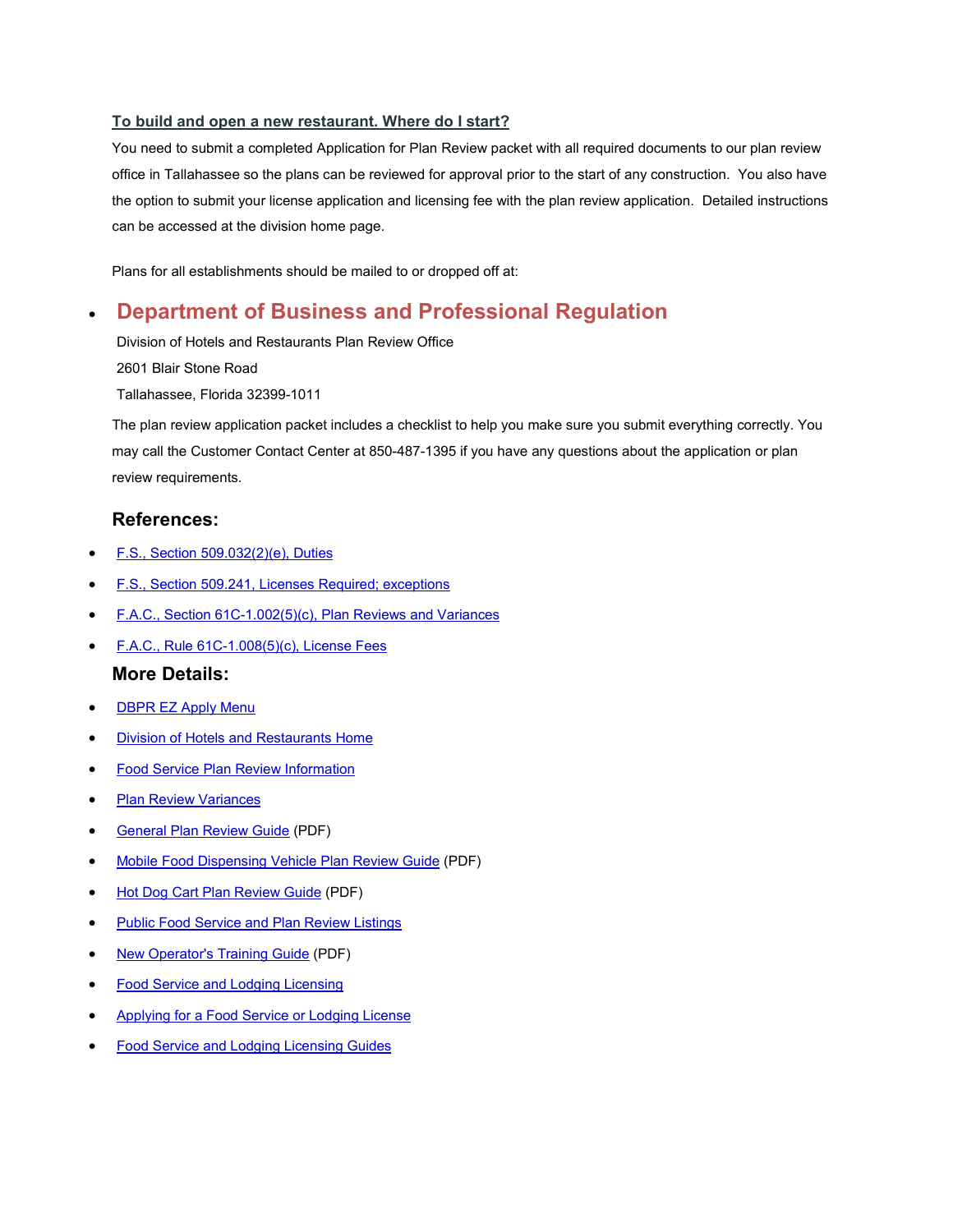### To build and open a new restaurant. Where do I start?

You need to submit a completed Application for Plan Review packet with all required documents to our plan review office in Tallahassee so the plans can be reviewed for approval prior to the start of any construction. You also have the option to submit your license application and licensing fee with the plan review application. Detailed instructions can be accessed at the division home page.

Plans for all establishments should be mailed to or dropped off at:

- ## Department of Business and Professional Regulation

  Division of Hotels and Restaurants Plan Review Office

  2601 Blair Stone Road

  Tallahassee, Florida 32399-1011

The plan review application packet includes a checklist to help you make sure you submit everything correctly. You may call the Customer Contact Center at 850-487-1395 if you have any questions about the application or plan review requirements.

### References:

- F.S., Section 509.032(2)(e), Duties
- F.S., Section 509.241, Licenses Required; exceptions
- F.A.C., Section 61C-1.002(5)(c), Plan Reviews and Variances
- F.A.C., Rule 61C-1.008(5)(c), License Fees

### More Details:

- DBPR EZ Apply Menu
- Division of Hotels and Restaurants Home
- Food Service Plan Review Information
- Plan Review Variances
- General Plan Review Guide (PDF)
- Mobile Food Dispensing Vehicle Plan Review Guide (PDF)
- Hot Dog Cart Plan Review Guide (PDF)
- Public Food Service and Plan Review Listings
- New Operator's Training Guide (PDF)
- Food Service and Lodging Licensing
- Applying for a Food Service or Lodging License
- Food Service and Lodging Licensing Guides